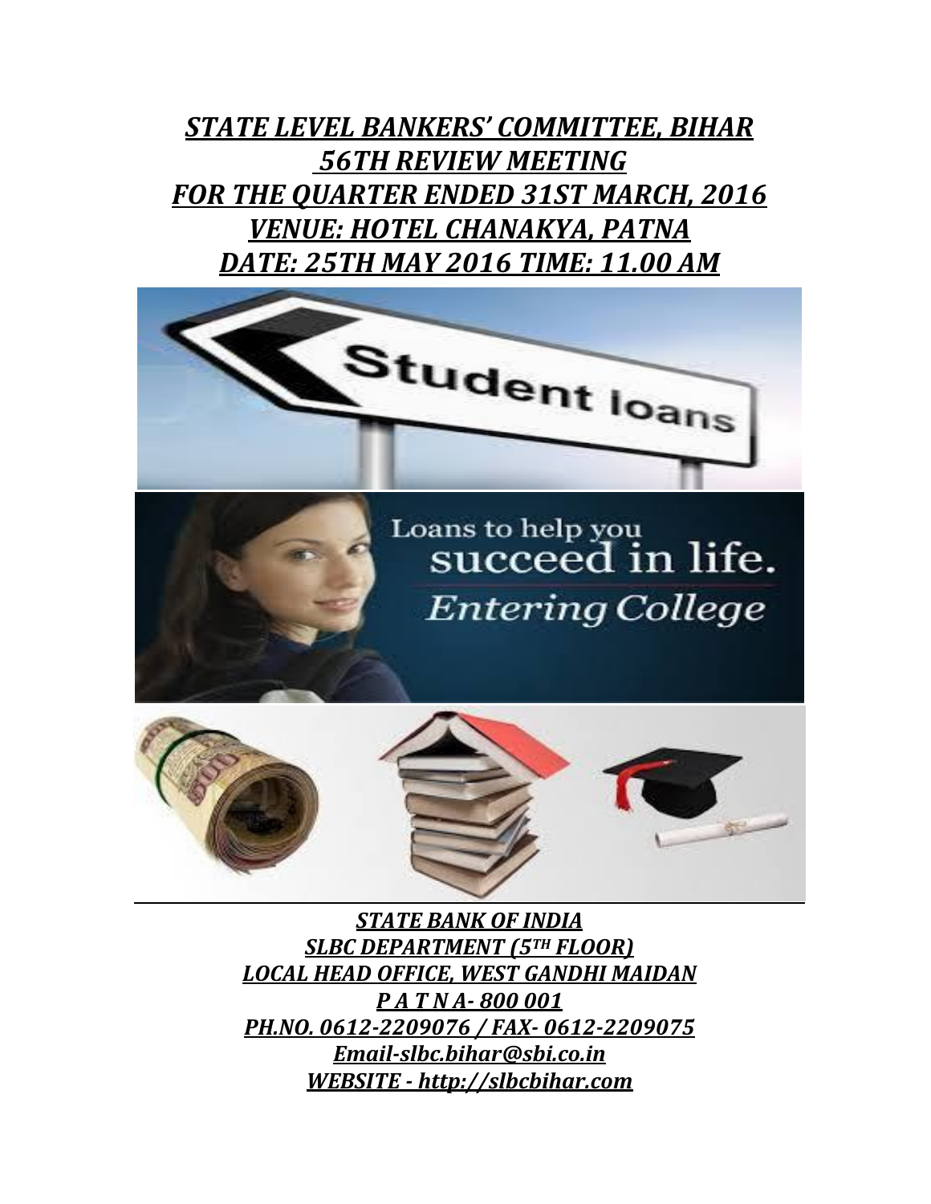# ***STATE LEVEL BANKERS' COMMITTEE, BIHAR***
# ***56TH REVIEW MEETING***
# ***FOR THE QUARTER ENDED 31ST MARCH, 2016***
# ***VENUE: HOTEL CHANAKYA, PATNA***
# ***DATE: 25TH MAY 2016 TIME: 11.00 AM***

***STATE BANK OF INDIA***

***SLBC DEPARTMENT (5TH FLOOR)***

***LOCAL HEAD OFFICE, WEST GANDHI MAIDAN***

***P A T N A- 800 001***

***PH.NO. 0612-2209076 / FAX- 0612-2209075***

***Email-slbc.bihar@sbi.co.in***

***WEBSITE - http://slbcbihar.com***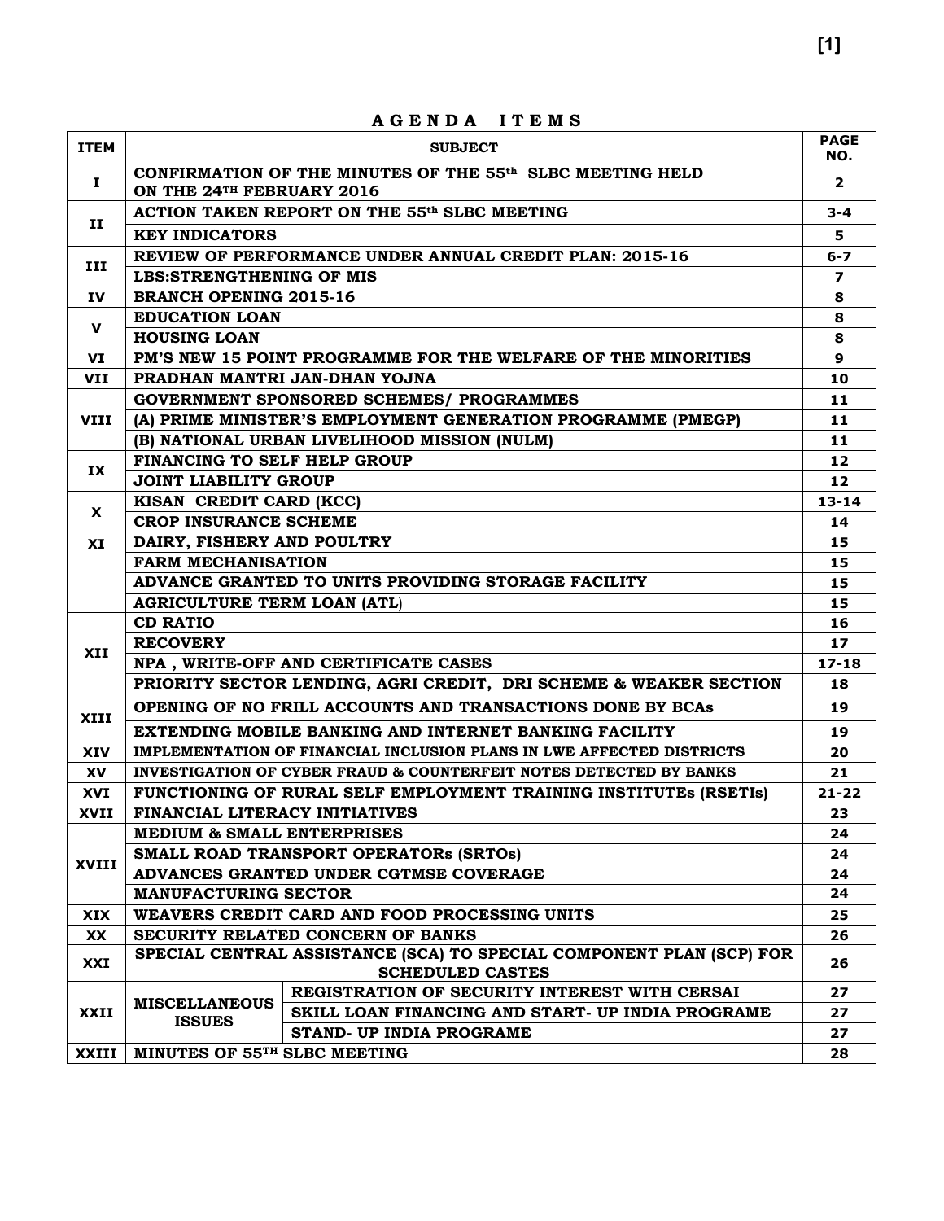# AGENDA ITEMS

| ITEM | SUBJECT | | PAGE NO. |
|---|---|---|---|
| I | CONFIRMATION OF THE MINUTES OF THE 55th SLBC MEETING HELD ON THE 24TH FEBRUARY 2016 | | 2 |
| II | ACTION TAKEN REPORT ON THE 55th SLBC MEETING | | 3-4 |
| | KEY INDICATORS | | 5 |
| III | REVIEW OF PERFORMANCE UNDER ANNUAL CREDIT PLAN: 2015-16 | | 6-7 |
| | LBS:STRENGTHENING OF MIS | | 7 |
| IV | BRANCH OPENING 2015-16 | | 8 |
| V | EDUCATION LOAN | | 8 |
| | HOUSING LOAN | | 8 |
| VI | PM'S NEW 15 POINT PROGRAMME FOR THE WELFARE OF THE MINORITIES | | 9 |
| VII | PRADHAN MANTRI JAN-DHAN YOJNA | | 10 |
| VIII | GOVERNMENT SPONSORED SCHEMES/ PROGRAMMES | | 11 |
| | (A) PRIME MINISTER'S EMPLOYMENT GENERATION PROGRAMME (PMEGP) | | 11 |
| | (B) NATIONAL URBAN LIVELIHOOD MISSION (NULM) | | 11 |
| IX | FINANCING TO SELF HELP GROUP | | 12 |
| | JOINT LIABILITY GROUP | | 12 |
| X | KISAN CREDIT CARD (KCC) | | 13-14 |
| | CROP INSURANCE SCHEME | | 14 |
| XI | DAIRY, FISHERY AND POULTRY | | 15 |
| | FARM MECHANISATION | | 15 |
| | ADVANCE GRANTED TO UNITS PROVIDING STORAGE FACILITY | | 15 |
| | AGRICULTURE TERM LOAN (ATL) | | 15 |
| XII | CD RATIO | | 16 |
| | RECOVERY | | 17 |
| | NPA , WRITE-OFF AND CERTIFICATE CASES | | 17-18 |
| | PRIORITY SECTOR LENDING, AGRI CREDIT, DRI SCHEME & WEAKER SECTION | | 18 |
| XIII | OPENING OF NO FRILL ACCOUNTS AND TRANSACTIONS DONE BY BCAs | | 19 |
| | EXTENDING MOBILE BANKING AND INTERNET BANKING FACILITY | | 19 |
| XIV | IMPLEMENTATION OF FINANCIAL INCLUSION PLANS IN LWE AFFECTED DISTRICTS | | 20 |
| XV | INVESTIGATION OF CYBER FRAUD & COUNTERFEIT NOTES DETECTED BY BANKS | | 21 |
| XVI | FUNCTIONING OF RURAL SELF EMPLOYMENT TRAINING INSTITUTEs (RSETIs) | | 21-22 |
| XVII | FINANCIAL LITERACY INITIATIVES | | 23 |
| XVIII | MEDIUM & SMALL ENTERPRISES | | 24 |
| | SMALL ROAD TRANSPORT OPERATORs (SRTOs) | | 24 |
| | ADVANCES GRANTED UNDER CGTMSE COVERAGE | | 24 |
| | MANUFACTURING SECTOR | | 24 |
| XIX | WEAVERS CREDIT CARD AND FOOD PROCESSING UNITS | | 25 |
| XX | SECURITY RELATED CONCERN OF BANKS | | 26 |
| XXI | SPECIAL CENTRAL ASSISTANCE (SCA) TO SPECIAL COMPONENT PLAN (SCP) FOR SCHEDULED CASTES | | 26 |
| XXII | MISCELLANEOUS ISSUES | REGISTRATION OF SECURITY INTEREST WITH CERSAI | 27 |
| | | SKILL LOAN FINANCING AND START- UP INDIA PROGRAME | 27 |
| | | STAND- UP INDIA PROGRAME | 27 |
| XXIII | MINUTES OF 55TH SLBC MEETING | | 28 |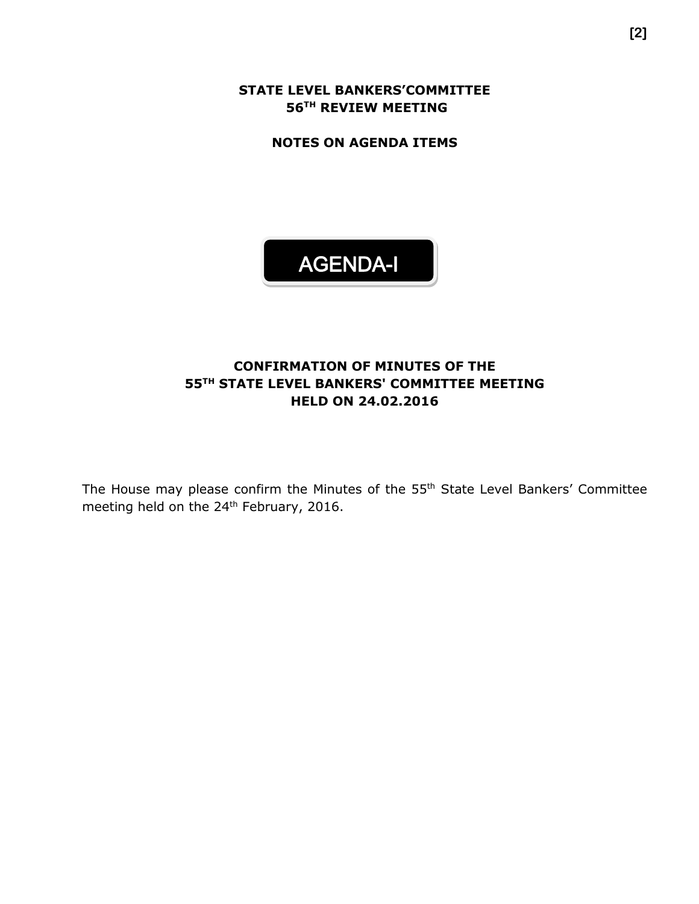# STATE LEVEL BANKERS'COMMITTEE
# 56TH REVIEW MEETING

## NOTES ON AGENDA ITEMS

## AGENDA-I

### CONFIRMATION OF MINUTES OF THE 55TH STATE LEVEL BANKERS' COMMITTEE MEETING HELD ON 24.02.2016

The House may please confirm the Minutes of the 55th State Level Bankers' Committee meeting held on the 24th February, 2016.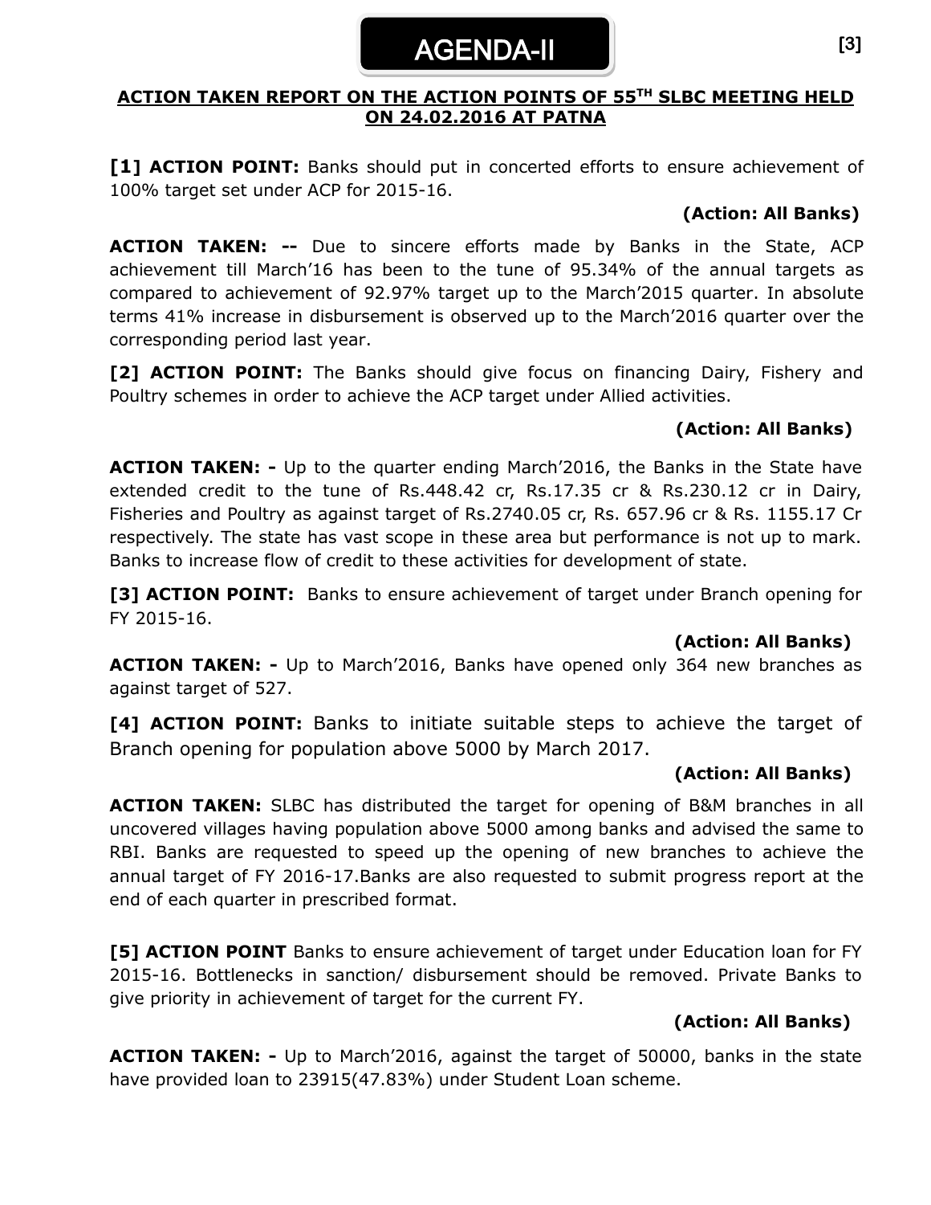# AGENDA-II

## ACTION TAKEN REPORT ON THE ACTION POINTS OF 55TH SLBC MEETING HELD ON 24.02.2016 AT PATNA

**[1] ACTION POINT:** Banks should put in concerted efforts to ensure achievement of 100% target set under ACP for 2015-16.

**(Action: All Banks)**

**ACTION TAKEN: --** Due to sincere efforts made by Banks in the State, ACP achievement till March'16 has been to the tune of 95.34% of the annual targets as compared to achievement of 92.97% target up to the March'2015 quarter. In absolute terms 41% increase in disbursement is observed up to the March'2016 quarter over the corresponding period last year.

**[2] ACTION POINT:** The Banks should give focus on financing Dairy, Fishery and Poultry schemes in order to achieve the ACP target under Allied activities.

**(Action: All Banks)**

**ACTION TAKEN: -** Up to the quarter ending March'2016, the Banks in the State have extended credit to the tune of Rs.448.42 cr, Rs.17.35 cr & Rs.230.12 cr in Dairy, Fisheries and Poultry as against target of Rs.2740.05 cr, Rs. 657.96 cr & Rs. 1155.17 Cr respectively. The state has vast scope in these area but performance is not up to mark. Banks to increase flow of credit to these activities for development of state.

**[3] ACTION POINT:** Banks to ensure achievement of target under Branch opening for FY 2015-16.

**(Action: All Banks)**

**ACTION TAKEN: -** Up to March'2016, Banks have opened only 364 new branches as against target of 527.

**[4] ACTION POINT:** Banks to initiate suitable steps to achieve the target of Branch opening for population above 5000 by March 2017.

**(Action: All Banks)**

**ACTION TAKEN:** SLBC has distributed the target for opening of B&M branches in all uncovered villages having population above 5000 among banks and advised the same to RBI. Banks are requested to speed up the opening of new branches to achieve the annual target of FY 2016-17.Banks are also requested to submit progress report at the end of each quarter in prescribed format.

**[5] ACTION POINT** Banks to ensure achievement of target under Education loan for FY 2015-16. Bottlenecks in sanction/ disbursement should be removed. Private Banks to give priority in achievement of target for the current FY.

**(Action: All Banks)**

**ACTION TAKEN: -** Up to March'2016, against the target of 50000, banks in the state have provided loan to 23915(47.83%) under Student Loan scheme.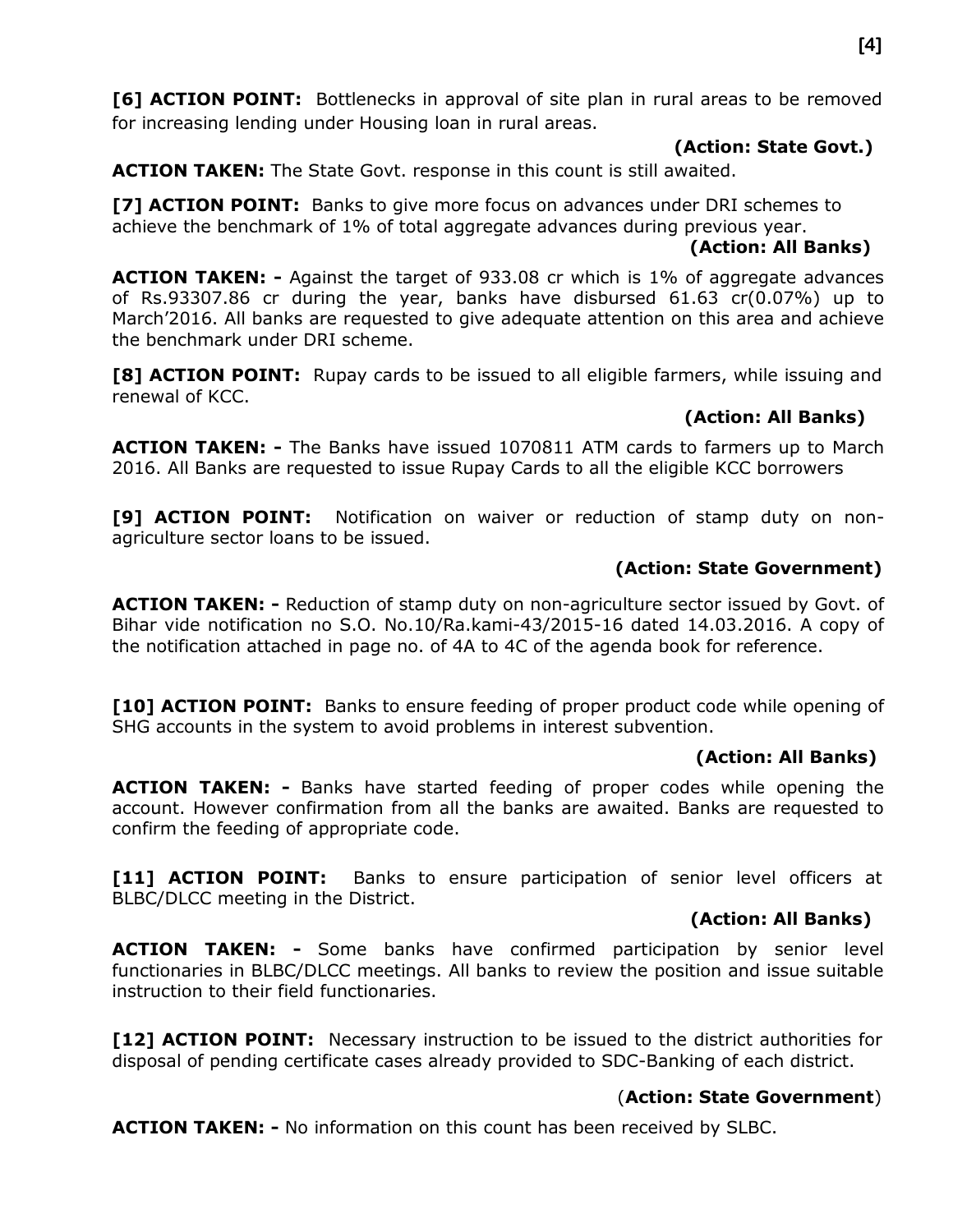**[6] ACTION POINT:** Bottlenecks in approval of site plan in rural areas to be removed for increasing lending under Housing loan in rural areas.

**(Action: State Govt.)**

**ACTION TAKEN:** The State Govt. response in this count is still awaited.

**[7] ACTION POINT:** Banks to give more focus on advances under DRI schemes to achieve the benchmark of 1% of total aggregate advances during previous year.

**(Action: All Banks)**

**ACTION TAKEN: -** Against the target of 933.08 cr which is 1% of aggregate advances of Rs.93307.86 cr during the year, banks have disbursed 61.63 cr(0.07%) up to March'2016. All banks are requested to give adequate attention on this area and achieve the benchmark under DRI scheme.

**[8] ACTION POINT:** Rupay cards to be issued to all eligible farmers, while issuing and renewal of KCC.

**(Action: All Banks)**

**ACTION TAKEN: -** The Banks have issued 1070811 ATM cards to farmers up to March 2016. All Banks are requested to issue Rupay Cards to all the eligible KCC borrowers

**[9] ACTION POINT:** Notification on waiver or reduction of stamp duty on non-agriculture sector loans to be issued.

**(Action: State Government)**

**ACTION TAKEN: -** Reduction of stamp duty on non-agriculture sector issued by Govt. of Bihar vide notification no S.O. No.10/Ra.kami-43/2015-16 dated 14.03.2016. A copy of the notification attached in page no. of 4A to 4C of the agenda book for reference.

**[10] ACTION POINT:** Banks to ensure feeding of proper product code while opening of SHG accounts in the system to avoid problems in interest subvention.

**(Action: All Banks)**

**ACTION TAKEN: -** Banks have started feeding of proper codes while opening the account. However confirmation from all the banks are awaited. Banks are requested to confirm the feeding of appropriate code.

**[11] ACTION POINT:** Banks to ensure participation of senior level officers at BLBC/DLCC meeting in the District.

**(Action: All Banks)**

**ACTION TAKEN: -** Some banks have confirmed participation by senior level functionaries in BLBC/DLCC meetings. All banks to review the position and issue suitable instruction to their field functionaries.

**[12] ACTION POINT:** Necessary instruction to be issued to the district authorities for disposal of pending certificate cases already provided to SDC-Banking of each district.

(**Action: State Government**)

**ACTION TAKEN: -** No information on this count has been received by SLBC.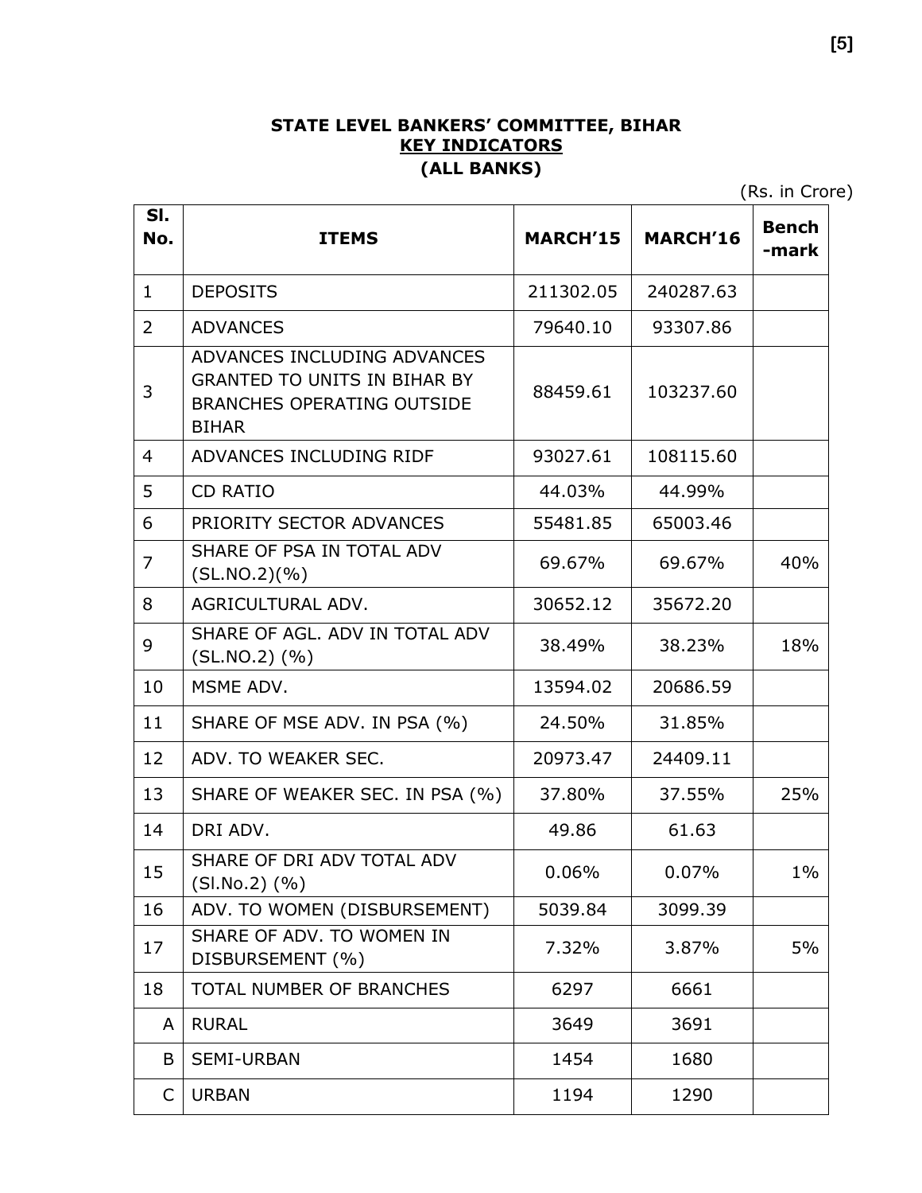**STATE LEVEL BANKERS' COMMITTEE, BIHAR**

**KEY INDICATORS**

**(ALL BANKS)**

(Rs. in Crore)

| Sl. No. | ITEMS | MARCH'15 | MARCH'16 | Bench -mark |
|---|---|---|---|---|
| 1 | DEPOSITS | 211302.05 | 240287.63 | |
| 2 | ADVANCES | 79640.10 | 93307.86 | |
| 3 | ADVANCES INCLUDING ADVANCES GRANTED TO UNITS IN BIHAR BY BRANCHES OPERATING OUTSIDE BIHAR | 88459.61 | 103237.60 | |
| 4 | ADVANCES INCLUDING RIDF | 93027.61 | 108115.60 | |
| 5 | CD RATIO | 44.03% | 44.99% | |
| 6 | PRIORITY SECTOR ADVANCES | 55481.85 | 65003.46 | |
| 7 | SHARE OF PSA IN TOTAL ADV (SL.NO.2)(%) | 69.67% | 69.67% | 40% |
| 8 | AGRICULTURAL ADV. | 30652.12 | 35672.20 | |
| 9 | SHARE OF AGL. ADV IN TOTAL ADV (SL.NO.2) (%) | 38.49% | 38.23% | 18% |
| 10 | MSME ADV. | 13594.02 | 20686.59 | |
| 11 | SHARE OF MSE ADV. IN PSA (%) | 24.50% | 31.85% | |
| 12 | ADV. TO WEAKER SEC. | 20973.47 | 24409.11 | |
| 13 | SHARE OF WEAKER SEC. IN PSA (%) | 37.80% | 37.55% | 25% |
| 14 | DRI ADV. | 49.86 | 61.63 | |
| 15 | SHARE OF DRI ADV TOTAL ADV (Sl.No.2) (%) | 0.06% | 0.07% | 1% |
| 16 | ADV. TO WOMEN (DISBURSEMENT) | 5039.84 | 3099.39 | |
| 17 | SHARE OF ADV. TO WOMEN IN DISBURSEMENT (%) | 7.32% | 3.87% | 5% |
| 18 | TOTAL NUMBER OF BRANCHES | 6297 | 6661 | |
| A | RURAL | 3649 | 3691 | |
| B | SEMI-URBAN | 1454 | 1680 | |
| C | URBAN | 1194 | 1290 | |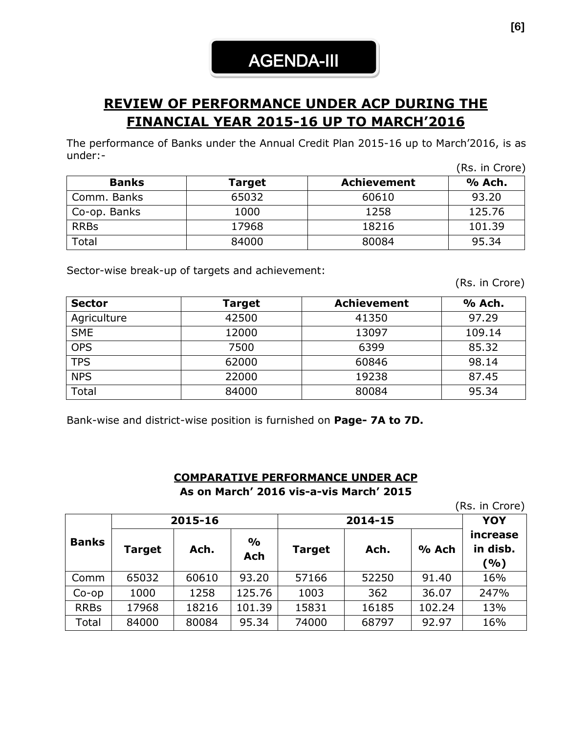# AGENDA-III

## REVIEW OF PERFORMANCE UNDER ACP DURING THE FINANCIAL YEAR 2015-16 UP TO MARCH'2016

The performance of Banks under the Annual Credit Plan 2015-16 up to March'2016, is as under:-

(Rs. in Crore)

| Banks | Target | Achievement | % Ach. |
|---|---|---|---|
| Comm. Banks | 65032 | 60610 | 93.20 |
| Co-op. Banks | 1000 | 1258 | 125.76 |
| RRBs | 17968 | 18216 | 101.39 |
| Total | 84000 | 80084 | 95.34 |

Sector-wise break-up of targets and achievement:

(Rs. in Crore)

| Sector | Target | Achievement | % Ach. |
|---|---|---|---|
| Agriculture | 42500 | 41350 | 97.29 |
| SME | 12000 | 13097 | 109.14 |
| OPS | 7500 | 6399 | 85.32 |
| TPS | 62000 | 60846 | 98.14 |
| NPS | 22000 | 19238 | 87.45 |
| Total | 84000 | 80084 | 95.34 |

Bank-wise and district-wise position is furnished on **Page- 7A to 7D.**

### COMPARATIVE PERFORMANCE UNDER ACP
**As on March' 2016 vis-a-vis March' 2015**

(Rs. in Crore)

| Banks | 2015-16 | | | 2014-15 | | | YOY increase in disb. (%) |
|---|---|---|---|---|---|---|---|
| | Target | Ach. | % Ach | Target | Ach. | % Ach | |
| Comm | 65032 | 60610 | 93.20 | 57166 | 52250 | 91.40 | 16% |
| Co-op | 1000 | 1258 | 125.76 | 1003 | 362 | 36.07 | 247% |
| RRBs | 17968 | 18216 | 101.39 | 15831 | 16185 | 102.24 | 13% |
| Total | 84000 | 80084 | 95.34 | 74000 | 68797 | 92.97 | 16% |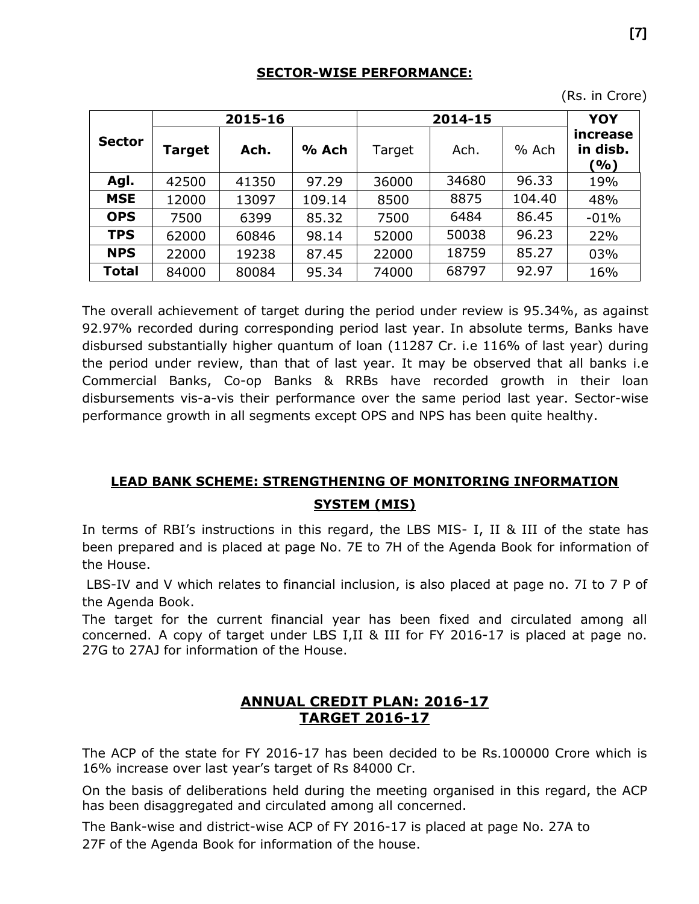## SECTOR-WISE PERFORMANCE:

(Rs. in Crore)

| Sector | 2015-16 | | | 2014-15 | | | YOY increase in disb. (%) |
|---|---|---|---|---|---|---|---|
| | Target | Ach. | % Ach | Target | Ach. | % Ach | |
| Agl. | 42500 | 41350 | 97.29 | 36000 | 34680 | 96.33 | 19% |
| MSE | 12000 | 13097 | 109.14 | 8500 | 8875 | 104.40 | 48% |
| OPS | 7500 | 6399 | 85.32 | 7500 | 6484 | 86.45 | -01% |
| TPS | 62000 | 60846 | 98.14 | 52000 | 50038 | 96.23 | 22% |
| NPS | 22000 | 19238 | 87.45 | 22000 | 18759 | 85.27 | 03% |
| Total | 84000 | 80084 | 95.34 | 74000 | 68797 | 92.97 | 16% |

The overall achievement of target during the period under review is 95.34%, as against 92.97% recorded during corresponding period last year. In absolute terms, Banks have disbursed substantially higher quantum of loan (11287 Cr. i.e 116% of last year) during the period under review, than that of last year. It may be observed that all banks i.e Commercial Banks, Co-op Banks & RRBs have recorded growth in their loan disbursements vis-a-vis their performance over the same period last year. Sector-wise performance growth in all segments except OPS and NPS has been quite healthy.

## LEAD BANK SCHEME: STRENGTHENING OF MONITORING INFORMATION SYSTEM (MIS)

In terms of RBI's instructions in this regard, the LBS MIS- I, II & III of the state has been prepared and is placed at page No. 7E to 7H of the Agenda Book for information of the House.

LBS-IV and V which relates to financial inclusion, is also placed at page no. 7I to 7 P of the Agenda Book.

The target for the current financial year has been fixed and circulated among all concerned. A copy of target under LBS I,II & III for FY 2016-17 is placed at page no. 27G to 27AJ for information of the House.

## ANNUAL CREDIT PLAN: 2016-17
## TARGET 2016-17

The ACP of the state for FY 2016-17 has been decided to be Rs.100000 Crore which is 16% increase over last year's target of Rs 84000 Cr.

On the basis of deliberations held during the meeting organised in this regard, the ACP has been disaggregated and circulated among all concerned.

The Bank-wise and district-wise ACP of FY 2016-17 is placed at page No. 27A to 27F of the Agenda Book for information of the house.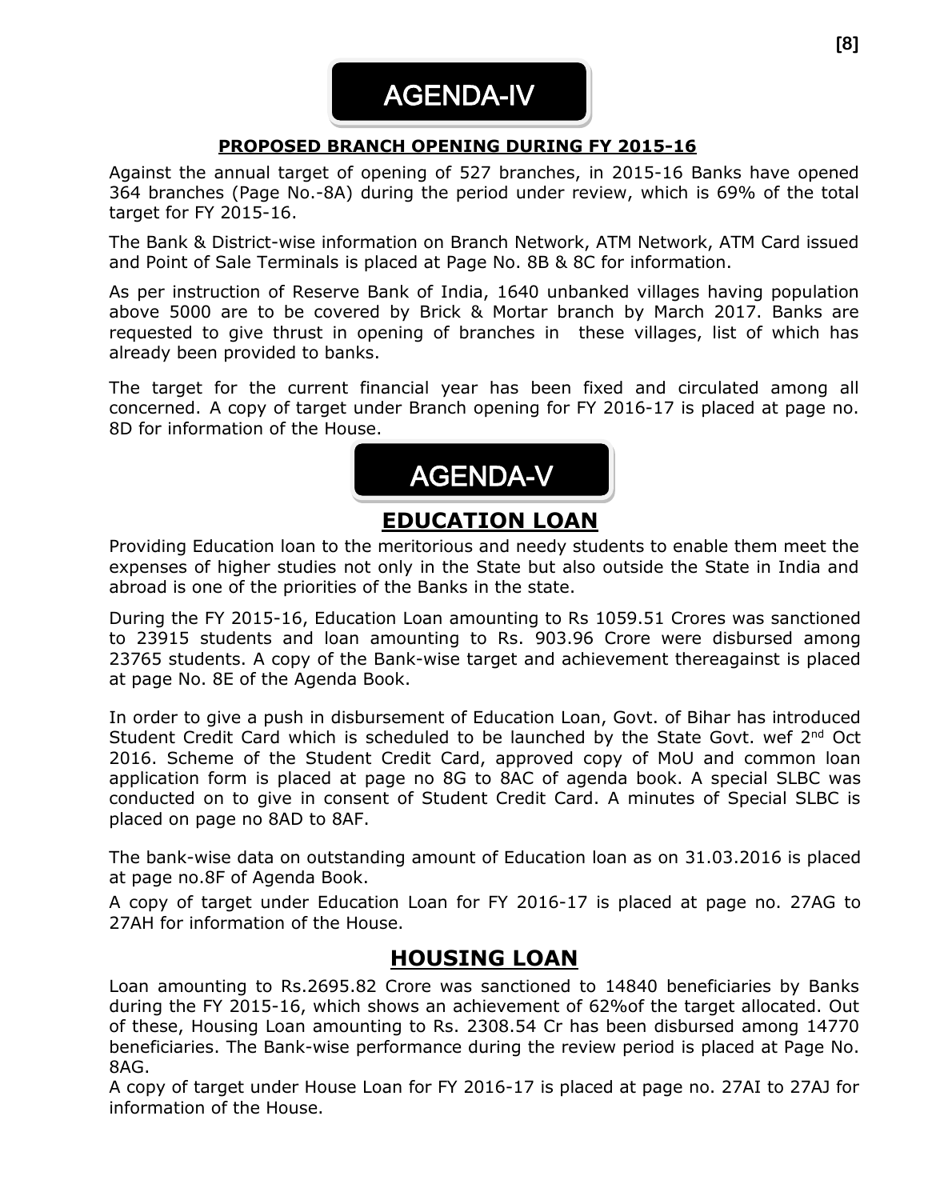# AGENDA-IV

**PROPOSED BRANCH OPENING DURING FY 2015-16**

Against the annual target of opening of 527 branches, in 2015-16 Banks have opened 364 branches (Page No.-8A) during the period under review, which is 69% of the total target for FY 2015-16.

The Bank & District-wise information on Branch Network, ATM Network, ATM Card issued and Point of Sale Terminals is placed at Page No. 8B & 8C for information.

As per instruction of Reserve Bank of India, 1640 unbanked villages having population above 5000 are to be covered by Brick & Mortar branch by March 2017. Banks are requested to give thrust in opening of branches in these villages, list of which has already been provided to banks.

The target for the current financial year has been fixed and circulated among all concerned. A copy of target under Branch opening for FY 2016-17 is placed at page no. 8D for information of the House.

# AGENDA-V

## EDUCATION LOAN

Providing Education loan to the meritorious and needy students to enable them meet the expenses of higher studies not only in the State but also outside the State in India and abroad is one of the priorities of the Banks in the state.

During the FY 2015-16, Education Loan amounting to Rs 1059.51 Crores was sanctioned to 23915 students and loan amounting to Rs. 903.96 Crore were disbursed among 23765 students. A copy of the Bank-wise target and achievement thereagainst is placed at page No. 8E of the Agenda Book.

In order to give a push in disbursement of Education Loan, Govt. of Bihar has introduced Student Credit Card which is scheduled to be launched by the State Govt. wef 2nd Oct 2016. Scheme of the Student Credit Card, approved copy of MoU and common loan application form is placed at page no 8G to 8AC of agenda book. A special SLBC was conducted on to give in consent of Student Credit Card. A minutes of Special SLBC is placed on page no 8AD to 8AF.

The bank-wise data on outstanding amount of Education loan as on 31.03.2016 is placed at page no.8F of Agenda Book.

A copy of target under Education Loan for FY 2016-17 is placed at page no. 27AG to 27AH for information of the House.

## HOUSING LOAN

Loan amounting to Rs.2695.82 Crore was sanctioned to 14840 beneficiaries by Banks during the FY 2015-16, which shows an achievement of 62%of the target allocated. Out of these, Housing Loan amounting to Rs. 2308.54 Cr has been disbursed among 14770 beneficiaries. The Bank-wise performance during the review period is placed at Page No. 8AG.

A copy of target under House Loan for FY 2016-17 is placed at page no. 27AI to 27AJ for information of the House.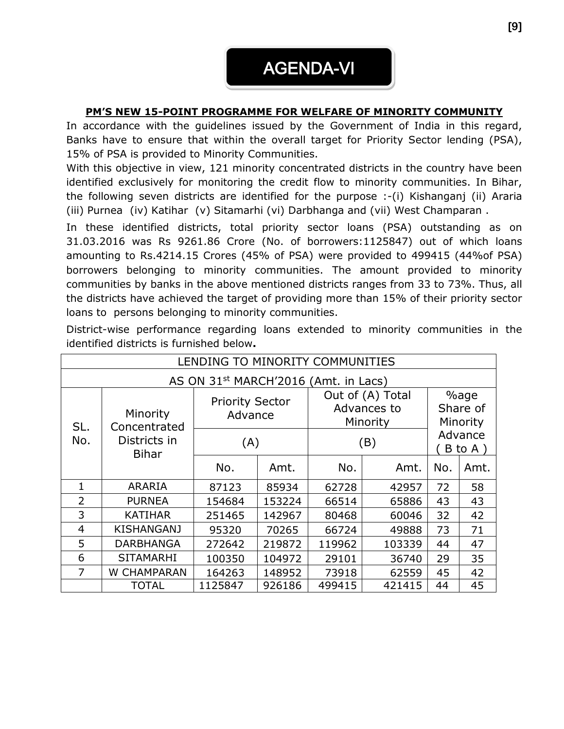# AGENDA-VI

**PM'S NEW 15-POINT PROGRAMME FOR WELFARE OF MINORITY COMMUNITY**

In accordance with the guidelines issued by the Government of India in this regard, Banks have to ensure that within the overall target for Priority Sector lending (PSA), 15% of PSA is provided to Minority Communities.

With this objective in view, 121 minority concentrated districts in the country have been identified exclusively for monitoring the credit flow to minority communities. In Bihar, the following seven districts are identified for the purpose :-(i) Kishanganj (ii) Araria (iii) Purnea (iv) Katihar (v) Sitamarhi (vi) Darbhanga and (vii) West Champaran .

In these identified districts, total priority sector loans (PSA) outstanding as on 31.03.2016 was Rs 9261.86 Crore (No. of borrowers:1125847) out of which loans amounting to Rs.4214.15 Crores (45% of PSA) were provided to 499415 (44%of PSA) borrowers belonging to minority communities. The amount provided to minority communities by banks in the above mentioned districts ranges from 33 to 73%. Thus, all the districts have achieved the target of providing more than 15% of their priority sector loans to persons belonging to minority communities.

District-wise performance regarding loans extended to minority communities in the identified districts is furnished below**.**

| LENDING TO MINORITY COMMUNITIES AS ON 31st MARCH'2016 (Amt. in Lacs) | | | | | | | |
|---|---|---|---|---|---|---|---|
| SL. No. | Minority Concentrated Districts in Bihar | Priority Sector Advance (A) | | Out of (A) Total Advances to Minority (B) | | %age Share of Minority Advance ( B to A ) | |
| | | No. | Amt. | No. | Amt. | No. | Amt. |
| 1 | ARARIA | 87123 | 85934 | 62728 | 42957 | 72 | 58 |
| 2 | PURNEA | 154684 | 153224 | 66514 | 65886 | 43 | 43 |
| 3 | KATIHAR | 251465 | 142967 | 80468 | 60046 | 32 | 42 |
| 4 | KISHANGANJ | 95320 | 70265 | 66724 | 49888 | 73 | 71 |
| 5 | DARBHANGA | 272642 | 219872 | 119962 | 103339 | 44 | 47 |
| 6 | SITAMARHI | 100350 | 104972 | 29101 | 36740 | 29 | 35 |
| 7 | W CHAMPARAN | 164263 | 148952 | 73918 | 62559 | 45 | 42 |
| | TOTAL | 1125847 | 926186 | 499415 | 421415 | 44 | 45 |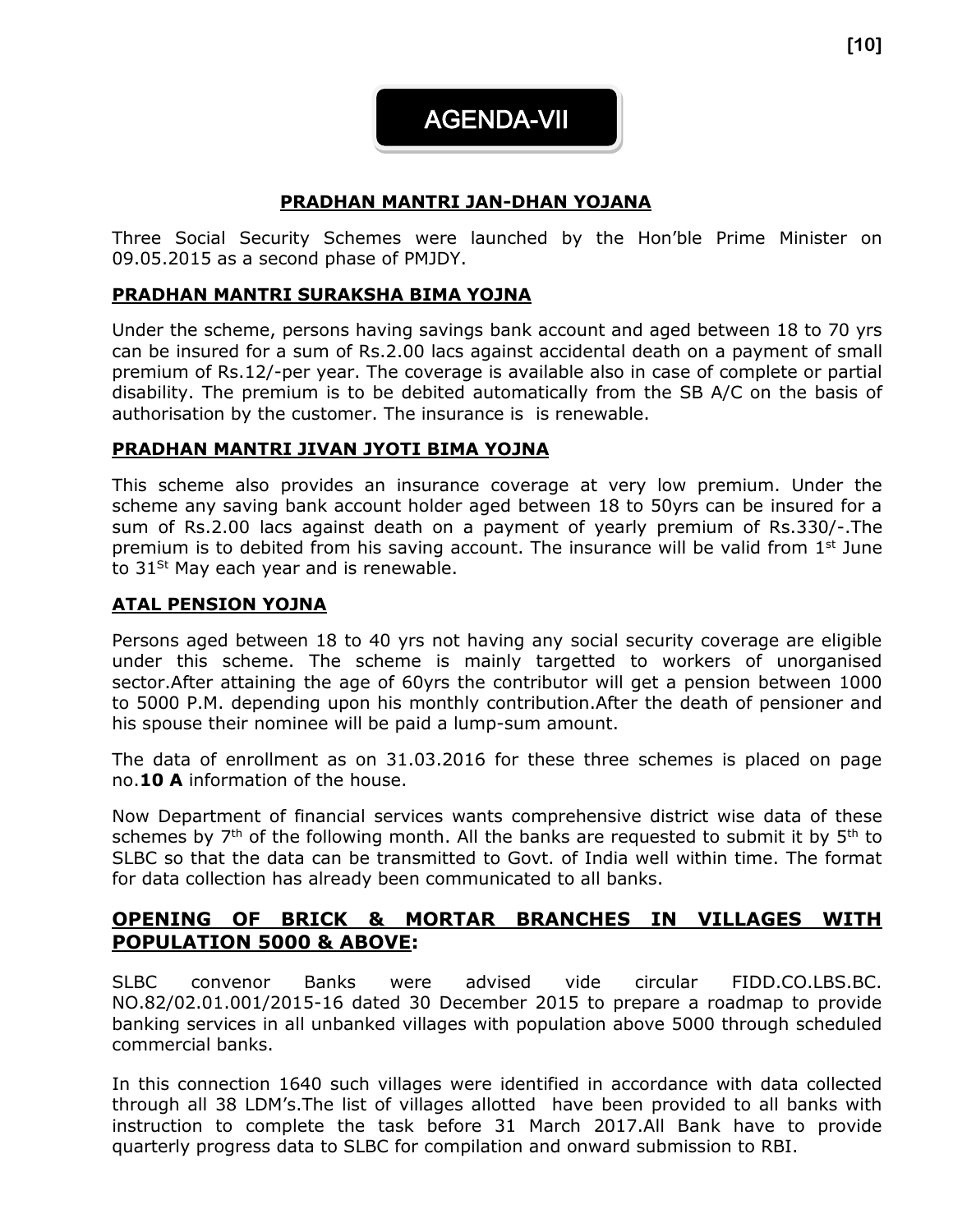# AGENDA-VII

## PRADHAN MANTRI JAN-DHAN YOJANA

Three Social Security Schemes were launched by the Hon'ble Prime Minister on 09.05.2015 as a second phase of PMJDY.

### PRADHAN MANTRI SURAKSHA BIMA YOJNA

Under the scheme, persons having savings bank account and aged between 18 to 70 yrs can be insured for a sum of Rs.2.00 lacs against accidental death on a payment of small premium of Rs.12/-per year. The coverage is available also in case of complete or partial disability. The premium is to be debited automatically from the SB A/C on the basis of authorisation by the customer. The insurance is is renewable.

### PRADHAN MANTRI JIVAN JYOTI BIMA YOJNA

This scheme also provides an insurance coverage at very low premium. Under the scheme any saving bank account holder aged between 18 to 50yrs can be insured for a sum of Rs.2.00 lacs against death on a payment of yearly premium of Rs.330/-.The premium is to debited from his saving account. The insurance will be valid from 1st June to 31St May each year and is renewable.

### ATAL PENSION YOJNA

Persons aged between 18 to 40 yrs not having any social security coverage are eligible under this scheme. The scheme is mainly targetted to workers of unorganised sector.After attaining the age of 60yrs the contributor will get a pension between 1000 to 5000 P.M. depending upon his monthly contribution.After the death of pensioner and his spouse their nominee will be paid a lump-sum amount.

The data of enrollment as on 31.03.2016 for these three schemes is placed on page no.**10 A** information of the house.

Now Department of financial services wants comprehensive district wise data of these schemes by 7th of the following month. All the banks are requested to submit it by 5th to SLBC so that the data can be transmitted to Govt. of India well within time. The format for data collection has already been communicated to all banks.

## OPENING OF BRICK & MORTAR BRANCHES IN VILLAGES WITH POPULATION 5000 & ABOVE:

SLBC convenor Banks were advised vide circular FIDD.CO.LBS.BC. NO.82/02.01.001/2015-16 dated 30 December 2015 to prepare a roadmap to provide banking services in all unbanked villages with population above 5000 through scheduled commercial banks.

In this connection 1640 such villages were identified in accordance with data collected through all 38 LDM's.The list of villages allotted have been provided to all banks with instruction to complete the task before 31 March 2017.All Bank have to provide quarterly progress data to SLBC for compilation and onward submission to RBI.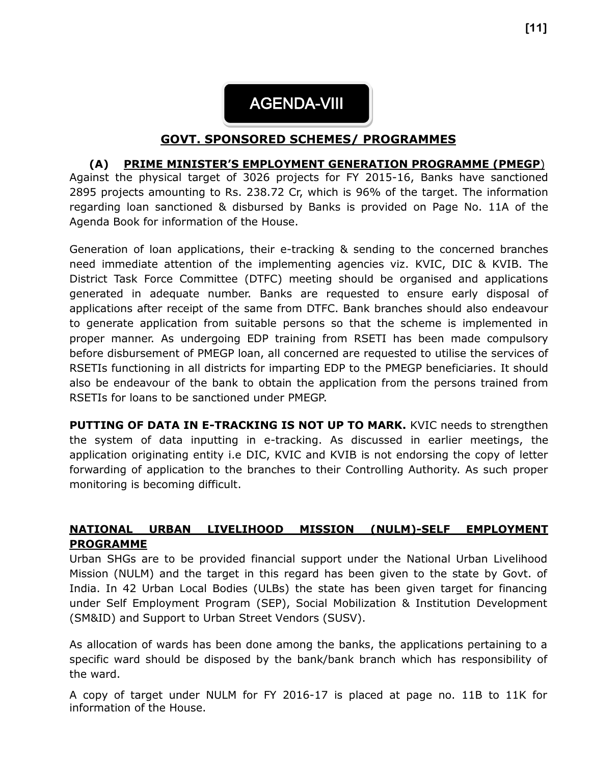# AGENDA-VIII

## GOVT. SPONSORED SCHEMES/ PROGRAMMES

### (A) PRIME MINISTER'S EMPLOYMENT GENERATION PROGRAMME (PMEGP)

Against the physical target of 3026 projects for FY 2015-16, Banks have sanctioned 2895 projects amounting to Rs. 238.72 Cr, which is 96% of the target. The information regarding loan sanctioned & disbursed by Banks is provided on Page No. 11A of the Agenda Book for information of the House.

Generation of loan applications, their e-tracking & sending to the concerned branches need immediate attention of the implementing agencies viz. KVIC, DIC & KVIB. The District Task Force Committee (DTFC) meeting should be organised and applications generated in adequate number. Banks are requested to ensure early disposal of applications after receipt of the same from DTFC. Bank branches should also endeavour to generate application from suitable persons so that the scheme is implemented in proper manner. As undergoing EDP training from RSETI has been made compulsory before disbursement of PMEGP loan, all concerned are requested to utilise the services of RSETIs functioning in all districts for imparting EDP to the PMEGP beneficiaries. It should also be endeavour of the bank to obtain the application from the persons trained from RSETIs for loans to be sanctioned under PMEGP.

**PUTTING OF DATA IN E-TRACKING IS NOT UP TO MARK.** KVIC needs to strengthen the system of data inputting in e-tracking. As discussed in earlier meetings, the application originating entity i.e DIC, KVIC and KVIB is not endorsing the copy of letter forwarding of application to the branches to their Controlling Authority. As such proper monitoring is becoming difficult.

### NATIONAL URBAN LIVELIHOOD MISSION (NULM)-SELF EMPLOYMENT PROGRAMME

Urban SHGs are to be provided financial support under the National Urban Livelihood Mission (NULM) and the target in this regard has been given to the state by Govt. of India. In 42 Urban Local Bodies (ULBs) the state has been given target for financing under Self Employment Program (SEP), Social Mobilization & Institution Development (SM&ID) and Support to Urban Street Vendors (SUSV).

As allocation of wards has been done among the banks, the applications pertaining to a specific ward should be disposed by the bank/bank branch which has responsibility of the ward.

A copy of target under NULM for FY 2016-17 is placed at page no. 11B to 11K for information of the House.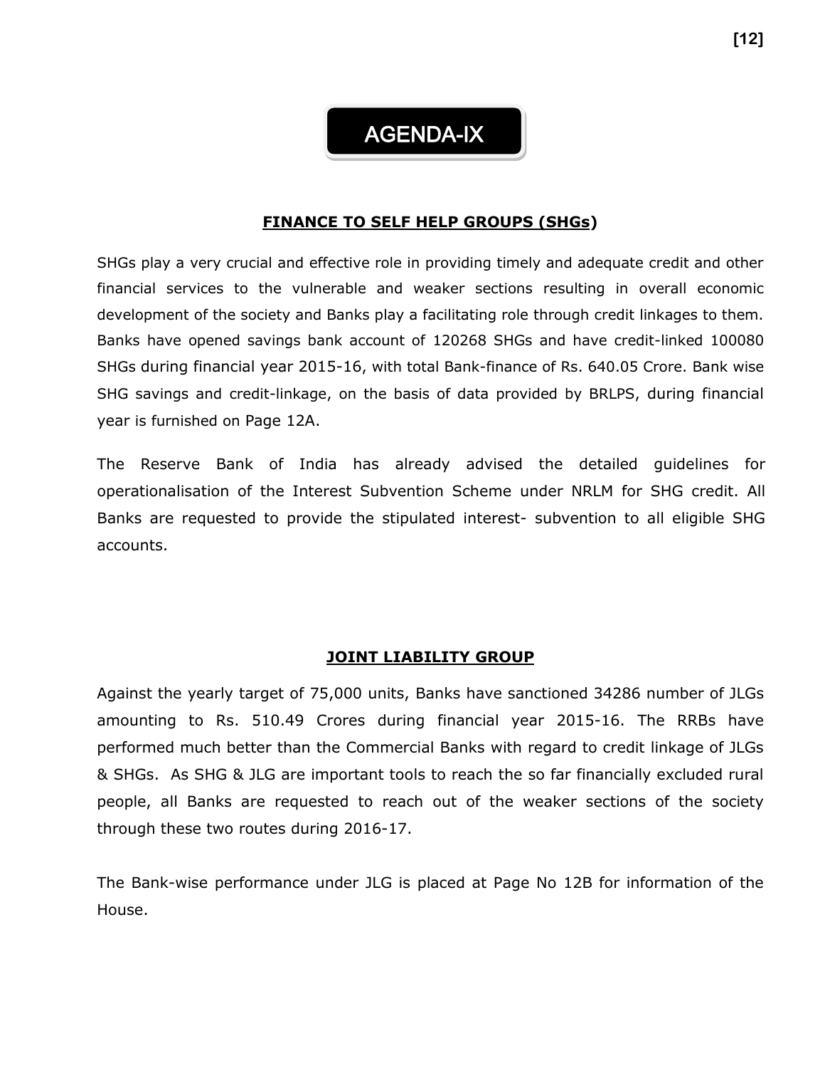# AGENDA-IX

## FINANCE TO SELF HELP GROUPS (SHGs)

SHGs play a very crucial and effective role in providing timely and adequate credit and other financial services to the vulnerable and weaker sections resulting in overall economic development of the society and Banks play a facilitating role through credit linkages to them. Banks have opened savings bank account of 120268 SHGs and have credit-linked 100080 SHGs during financial year 2015-16, with total Bank-finance of Rs. 640.05 Crore. Bank wise SHG savings and credit-linkage, on the basis of data provided by BRLPS, during financial year is furnished on Page 12A.

The Reserve Bank of India has already advised the detailed guidelines for operationalisation of the Interest Subvention Scheme under NRLM for SHG credit. All Banks are requested to provide the stipulated interest- subvention to all eligible SHG accounts.

## JOINT LIABILITY GROUP

Against the yearly target of 75,000 units, Banks have sanctioned 34286 number of JLGs amounting to Rs. 510.49 Crores during financial year 2015-16. The RRBs have performed much better than the Commercial Banks with regard to credit linkage of JLGs & SHGs. As SHG & JLG are important tools to reach the so far financially excluded rural people, all Banks are requested to reach out of the weaker sections of the society through these two routes during 2016-17.

The Bank-wise performance under JLG is placed at Page No 12B for information of the House.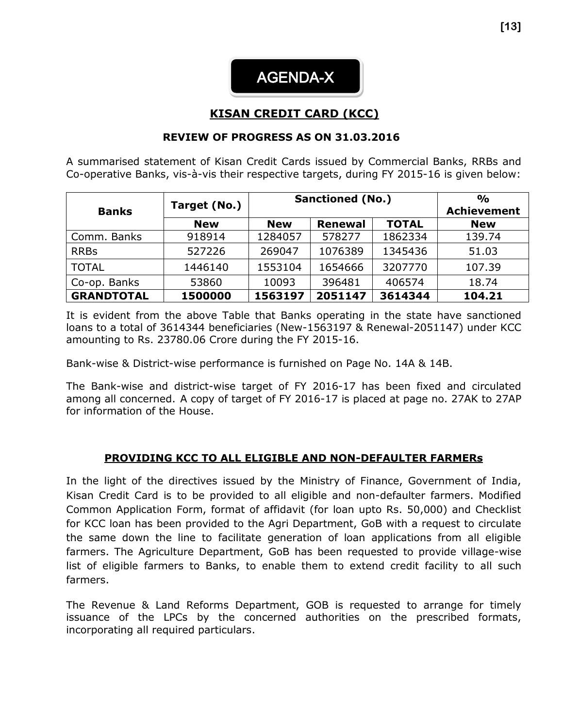# AGENDA-X

## KISAN CREDIT CARD (KCC)

### REVIEW OF PROGRESS AS ON 31.03.2016

A summarised statement of Kisan Credit Cards issued by Commercial Banks, RRBs and Co-operative Banks, vis-à-vis their respective targets, during FY 2015-16 is given below:

| Banks | Target (No.) | Sanctioned (No.) | | | % Achievement |
|---|---|---|---|---|---|
| | New | New | Renewal | TOTAL | New |
| Comm. Banks | 918914 | 1284057 | 578277 | 1862334 | 139.74 |
| RRBs | 527226 | 269047 | 1076389 | 1345436 | 51.03 |
| TOTAL | 1446140 | 1553104 | 1654666 | 3207770 | 107.39 |
| Co-op. Banks | 53860 | 10093 | 396481 | 406574 | 18.74 |
| **GRANDTOTAL** | **1500000** | **1563197** | **2051147** | **3614344** | **104.21** |

It is evident from the above Table that Banks operating in the state have sanctioned loans to a total of 3614344 beneficiaries (New-1563197 & Renewal-2051147) under KCC amounting to Rs. 23780.06 Crore during the FY 2015-16.

Bank-wise & District-wise performance is furnished on Page No. 14A & 14B.

The Bank-wise and district-wise target of FY 2016-17 has been fixed and circulated among all concerned. A copy of target of FY 2016-17 is placed at page no. 27AK to 27AP for information of the House.

### PROVIDING KCC TO ALL ELIGIBLE AND NON-DEFAULTER FARMERs

In the light of the directives issued by the Ministry of Finance, Government of India, Kisan Credit Card is to be provided to all eligible and non-defaulter farmers. Modified Common Application Form, format of affidavit (for loan upto Rs. 50,000) and Checklist for KCC loan has been provided to the Agri Department, GoB with a request to circulate the same down the line to facilitate generation of loan applications from all eligible farmers. The Agriculture Department, GoB has been requested to provide village-wise list of eligible farmers to Banks, to enable them to extend credit facility to all such farmers.

The Revenue & Land Reforms Department, GOB is requested to arrange for timely issuance of the LPCs by the concerned authorities on the prescribed formats, incorporating all required particulars.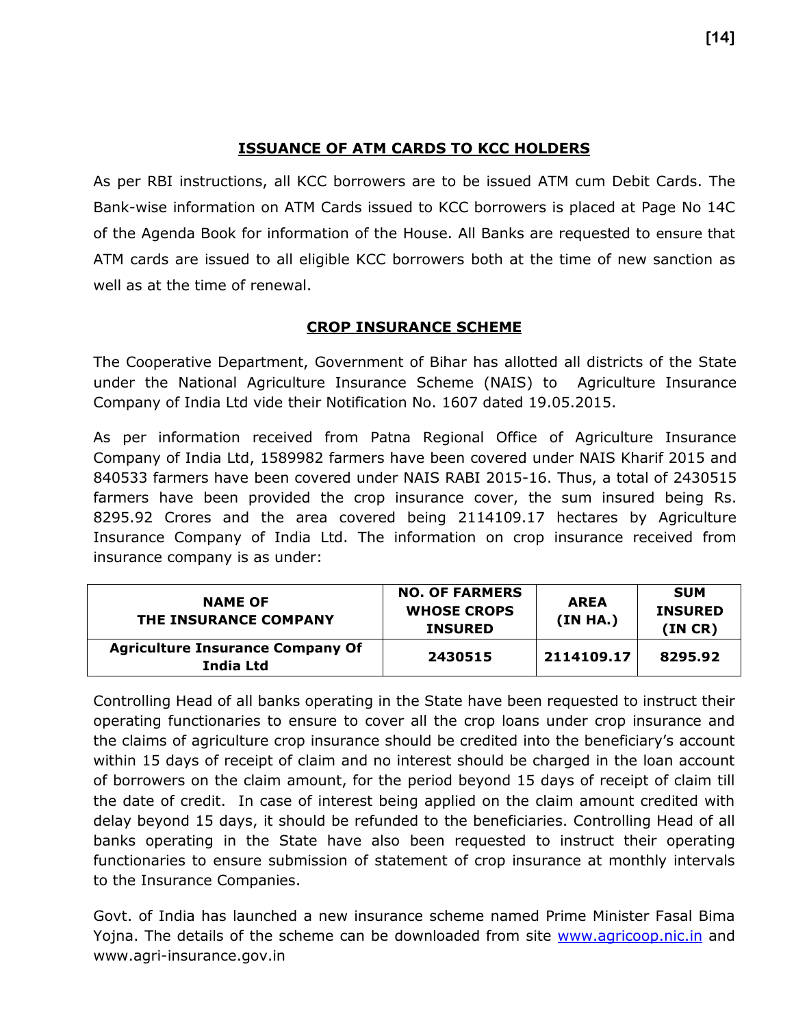## ISSUANCE OF ATM CARDS TO KCC HOLDERS

As per RBI instructions, all KCC borrowers are to be issued ATM cum Debit Cards. The Bank-wise information on ATM Cards issued to KCC borrowers is placed at Page No 14C of the Agenda Book for information of the House. All Banks are requested to ensure that ATM cards are issued to all eligible KCC borrowers both at the time of new sanction as well as at the time of renewal.

## CROP INSURANCE SCHEME

The Cooperative Department, Government of Bihar has allotted all districts of the State under the National Agriculture Insurance Scheme (NAIS) to Agriculture Insurance Company of India Ltd vide their Notification No. 1607 dated 19.05.2015.

As per information received from Patna Regional Office of Agriculture Insurance Company of India Ltd, 1589982 farmers have been covered under NAIS Kharif 2015 and 840533 farmers have been covered under NAIS RABI 2015-16. Thus, a total of 2430515 farmers have been provided the crop insurance cover, the sum insured being Rs. 8295.92 Crores and the area covered being 2114109.17 hectares by Agriculture Insurance Company of India Ltd. The information on crop insurance received from insurance company is as under:

| NAME OF THE INSURANCE COMPANY | NO. OF FARMERS WHOSE CROPS INSURED | AREA (IN HA.) | SUM INSURED (IN CR) |
|---|---|---|---|
| **Agriculture Insurance Company Of India Ltd** | **2430515** | **2114109.17** | **8295.92** |

Controlling Head of all banks operating in the State have been requested to instruct their operating functionaries to ensure to cover all the crop loans under crop insurance and the claims of agriculture crop insurance should be credited into the beneficiary's account within 15 days of receipt of claim and no interest should be charged in the loan account of borrowers on the claim amount, for the period beyond 15 days of receipt of claim till the date of credit. In case of interest being applied on the claim amount credited with delay beyond 15 days, it should be refunded to the beneficiaries. Controlling Head of all banks operating in the State have also been requested to instruct their operating functionaries to ensure submission of statement of crop insurance at monthly intervals to the Insurance Companies.

Govt. of India has launched a new insurance scheme named Prime Minister Fasal Bima Yojna. The details of the scheme can be downloaded from site [www.agricoop.nic.in](http://www.agricoop.nic.in) and www.agri-insurance.gov.in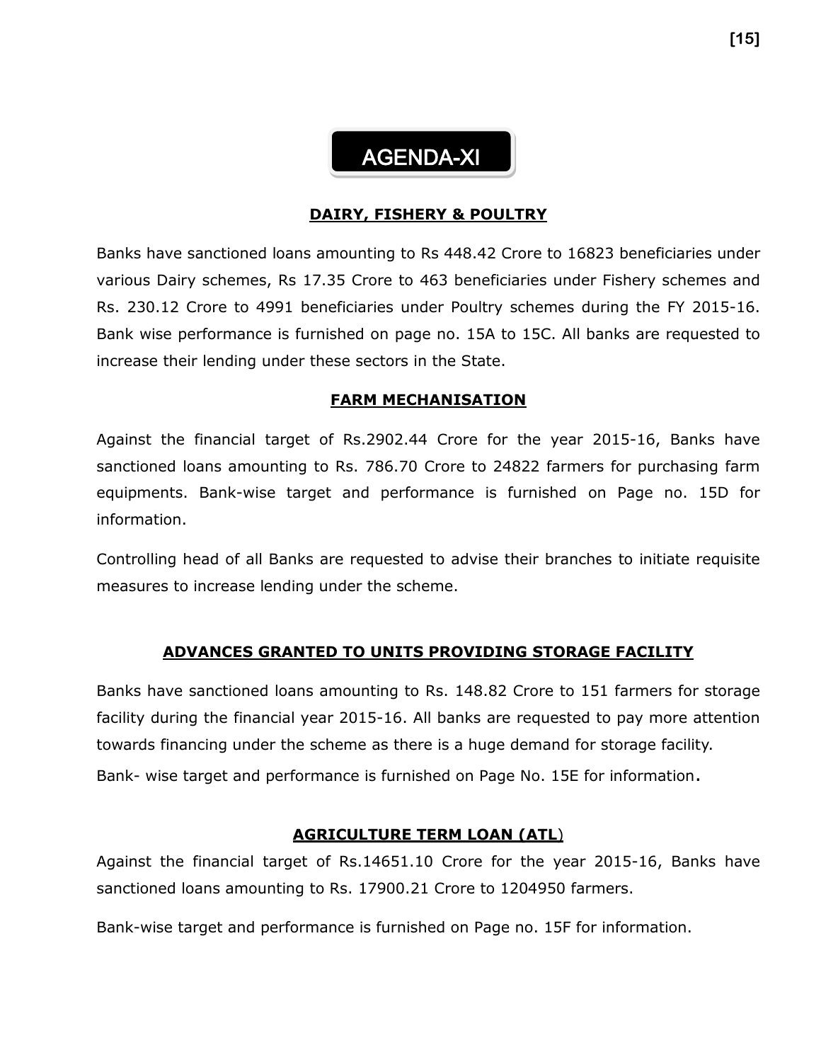# AGENDA-XI

## DAIRY, FISHERY & POULTRY

Banks have sanctioned loans amounting to Rs 448.42 Crore to 16823 beneficiaries under various Dairy schemes, Rs 17.35 Crore to 463 beneficiaries under Fishery schemes and Rs. 230.12 Crore to 4991 beneficiaries under Poultry schemes during the FY 2015-16. Bank wise performance is furnished on page no. 15A to 15C. All banks are requested to increase their lending under these sectors in the State.

## FARM MECHANISATION

Against the financial target of Rs.2902.44 Crore for the year 2015-16, Banks have sanctioned loans amounting to Rs. 786.70 Crore to 24822 farmers for purchasing farm equipments. Bank-wise target and performance is furnished on Page no. 15D for information.

Controlling head of all Banks are requested to advise their branches to initiate requisite measures to increase lending under the scheme.

## ADVANCES GRANTED TO UNITS PROVIDING STORAGE FACILITY

Banks have sanctioned loans amounting to Rs. 148.82 Crore to 151 farmers for storage facility during the financial year 2015-16. All banks are requested to pay more attention towards financing under the scheme as there is a huge demand for storage facility.

Bank- wise target and performance is furnished on Page No. 15E for information.

## AGRICULTURE TERM LOAN (ATL)

Against the financial target of Rs.14651.10 Crore for the year 2015-16, Banks have sanctioned loans amounting to Rs. 17900.21 Crore to 1204950 farmers.

Bank-wise target and performance is furnished on Page no. 15F for information.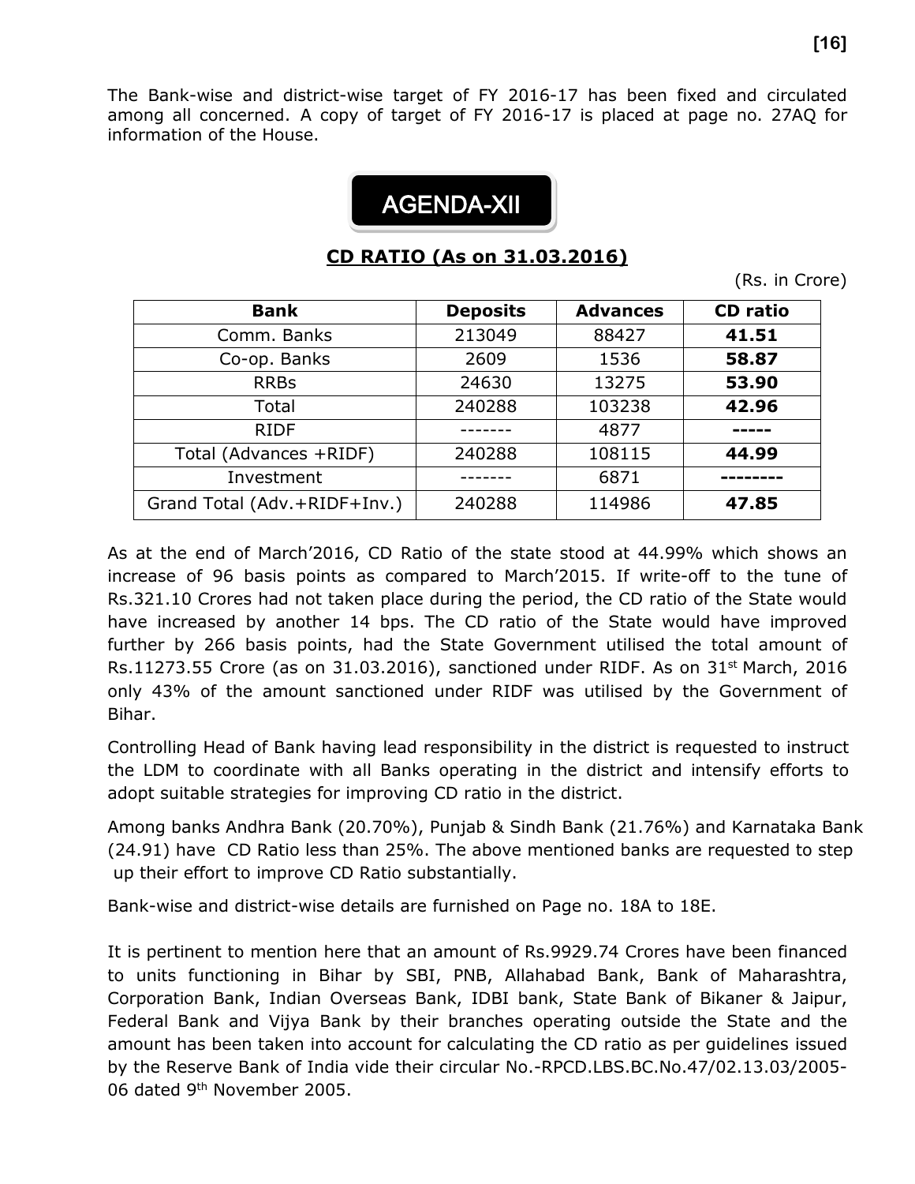The Bank-wise and district-wise target of FY 2016-17 has been fixed and circulated among all concerned. A copy of target of FY 2016-17 is placed at page no. 27AQ for information of the House.

## AGENDA-XII

### CD RATIO (As on 31.03.2016)

(Rs. in Crore)

| Bank | Deposits | Advances | CD ratio |
|---|---|---|---|
| Comm. Banks | 213049 | 88427 | **41.51** |
| Co-op. Banks | 2609 | 1536 | **58.87** |
| RRBs | 24630 | 13275 | **53.90** |
| Total | 240288 | 103238 | **42.96** |
| RIDF | ------- | 4877 | **-----** |
| Total (Advances +RIDF) | 240288 | 108115 | **44.99** |
| Investment | ------- | 6871 | **--------** |
| Grand Total (Adv.+RIDF+Inv.) | 240288 | 114986 | **47.85** |

As at the end of March'2016, CD Ratio of the state stood at 44.99% which shows an increase of 96 basis points as compared to March'2015. If write-off to the tune of Rs.321.10 Crores had not taken place during the period, the CD ratio of the State would have increased by another 14 bps. The CD ratio of the State would have improved further by 266 basis points, had the State Government utilised the total amount of Rs.11273.55 Crore (as on 31.03.2016), sanctioned under RIDF. As on 31st March, 2016 only 43% of the amount sanctioned under RIDF was utilised by the Government of Bihar.

Controlling Head of Bank having lead responsibility in the district is requested to instruct the LDM to coordinate with all Banks operating in the district and intensify efforts to adopt suitable strategies for improving CD ratio in the district.

Among banks Andhra Bank (20.70%), Punjab & Sindh Bank (21.76%) and Karnataka Bank (24.91) have CD Ratio less than 25%. The above mentioned banks are requested to step up their effort to improve CD Ratio substantially.

Bank-wise and district-wise details are furnished on Page no. 18A to 18E.

It is pertinent to mention here that an amount of Rs.9929.74 Crores have been financed to units functioning in Bihar by SBI, PNB, Allahabad Bank, Bank of Maharashtra, Corporation Bank, Indian Overseas Bank, IDBI bank, State Bank of Bikaner & Jaipur, Federal Bank and Vijya Bank by their branches operating outside the State and the amount has been taken into account for calculating the CD ratio as per guidelines issued by the Reserve Bank of India vide their circular No.-RPCD.LBS.BC.No.47/02.13.03/2005-06 dated 9th November 2005.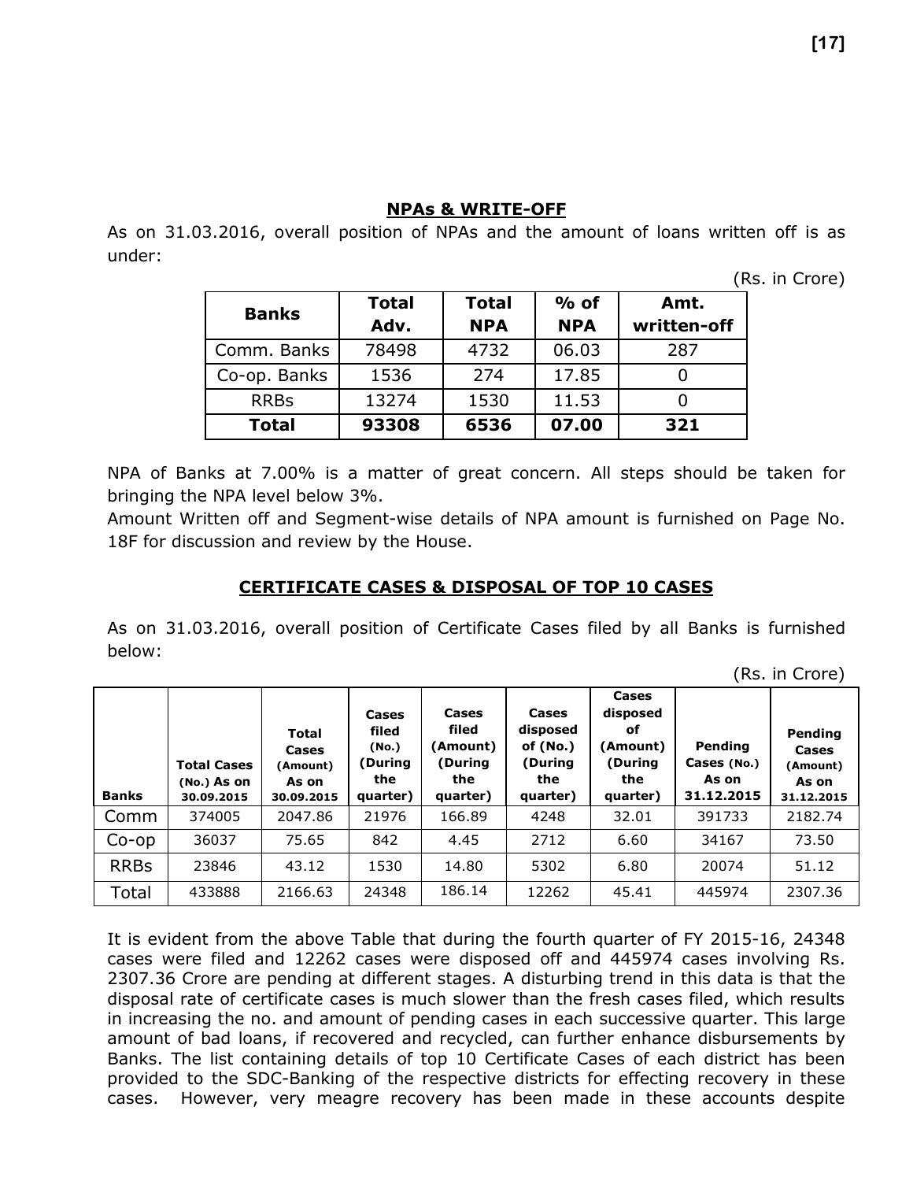## NPAs & WRITE-OFF

As on 31.03.2016, overall position of NPAs and the amount of loans written off is as under:

(Rs. in Crore)

| Banks | Total Adv. | Total NPA | % of NPA | Amt. written-off |
|---|---|---|---|---|
| Comm. Banks | 78498 | 4732 | 06.03 | 287 |
| Co-op. Banks | 1536 | 274 | 17.85 | 0 |
| RRBs | 13274 | 1530 | 11.53 | 0 |
| **Total** | **93308** | **6536** | **07.00** | **321** |

NPA of Banks at 7.00% is a matter of great concern. All steps should be taken for bringing the NPA level below 3%.

Amount Written off and Segment-wise details of NPA amount is furnished on Page No. 18F for discussion and review by the House.

## CERTIFICATE CASES & DISPOSAL OF TOP 10 CASES

As on 31.03.2016, overall position of Certificate Cases filed by all Banks is furnished below:

(Rs. in Crore)

| Banks | Total Cases (No.) As on 30.09.2015 | Total Cases (Amount) As on 30.09.2015 | Cases filed (No.) (During the quarter) | Cases filed (Amount) (During the quarter) | Cases disposed of (No.) (During the quarter) | Cases disposed of (Amount) (During the quarter) | Pending Cases (No.) As on 31.12.2015 | Pending Cases (Amount) As on 31.12.2015 |
|---|---|---|---|---|---|---|---|---|
| Comm | 374005 | 2047.86 | 21976 | 166.89 | 4248 | 32.01 | 391733 | 2182.74 |
| Co-op | 36037 | 75.65 | 842 | 4.45 | 2712 | 6.60 | 34167 | 73.50 |
| RRBs | 23846 | 43.12 | 1530 | 14.80 | 5302 | 6.80 | 20074 | 51.12 |
| Total | 433888 | 2166.63 | 24348 | 186.14 | 12262 | 45.41 | 445974 | 2307.36 |

It is evident from the above Table that during the fourth quarter of FY 2015-16, 24348 cases were filed and 12262 cases were disposed off and 445974 cases involving Rs. 2307.36 Crore are pending at different stages. A disturbing trend in this data is that the disposal rate of certificate cases is much slower than the fresh cases filed, which results in increasing the no. and amount of pending cases in each successive quarter. This large amount of bad loans, if recovered and recycled, can further enhance disbursements by Banks. The list containing details of top 10 Certificate Cases of each district has been provided to the SDC-Banking of the respective districts for effecting recovery in these cases. However, very meagre recovery has been made in these accounts despite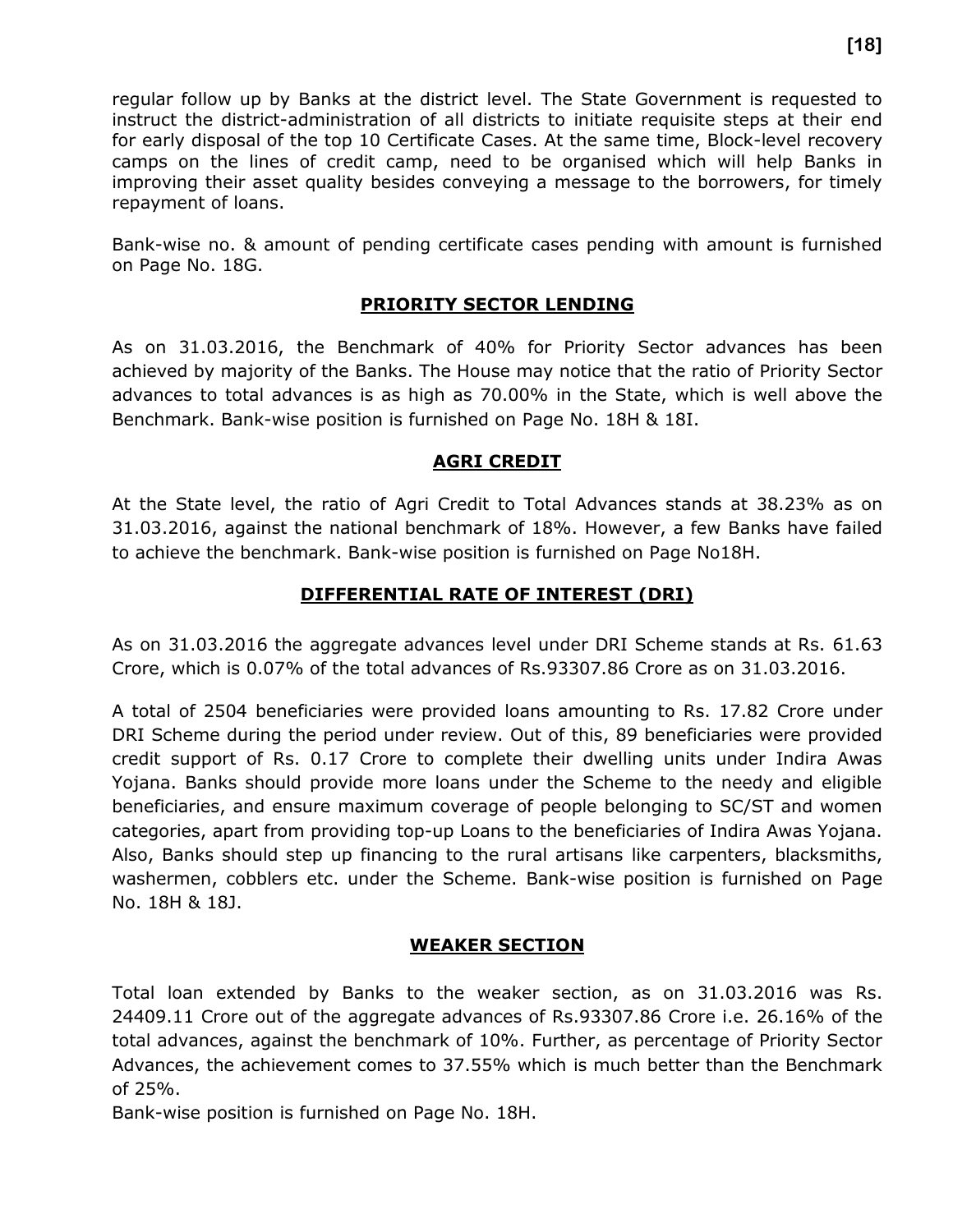regular follow up by Banks at the district level. The State Government is requested to instruct the district-administration of all districts to initiate requisite steps at their end for early disposal of the top 10 Certificate Cases. At the same time, Block-level recovery camps on the lines of credit camp, need to be organised which will help Banks in improving their asset quality besides conveying a message to the borrowers, for timely repayment of loans.

Bank-wise no. & amount of pending certificate cases pending with amount is furnished on Page No. 18G.

## PRIORITY SECTOR LENDING

As on 31.03.2016, the Benchmark of 40% for Priority Sector advances has been achieved by majority of the Banks. The House may notice that the ratio of Priority Sector advances to total advances is as high as 70.00% in the State, which is well above the Benchmark. Bank-wise position is furnished on Page No. 18H & 18I.

## AGRI CREDIT

At the State level, the ratio of Agri Credit to Total Advances stands at 38.23% as on 31.03.2016, against the national benchmark of 18%. However, a few Banks have failed to achieve the benchmark. Bank-wise position is furnished on Page No18H.

## DIFFERENTIAL RATE OF INTEREST (DRI)

As on 31.03.2016 the aggregate advances level under DRI Scheme stands at Rs. 61.63 Crore, which is 0.07% of the total advances of Rs.93307.86 Crore as on 31.03.2016.

A total of 2504 beneficiaries were provided loans amounting to Rs. 17.82 Crore under DRI Scheme during the period under review. Out of this, 89 beneficiaries were provided credit support of Rs. 0.17 Crore to complete their dwelling units under Indira Awas Yojana. Banks should provide more loans under the Scheme to the needy and eligible beneficiaries, and ensure maximum coverage of people belonging to SC/ST and women categories, apart from providing top-up Loans to the beneficiaries of Indira Awas Yojana. Also, Banks should step up financing to the rural artisans like carpenters, blacksmiths, washermen, cobblers etc. under the Scheme. Bank-wise position is furnished on Page No. 18H & 18J.

## WEAKER SECTION

Total loan extended by Banks to the weaker section, as on 31.03.2016 was Rs. 24409.11 Crore out of the aggregate advances of Rs.93307.86 Crore i.e. 26.16% of the total advances, against the benchmark of 10%. Further, as percentage of Priority Sector Advances, the achievement comes to 37.55% which is much better than the Benchmark of 25%.

Bank-wise position is furnished on Page No. 18H.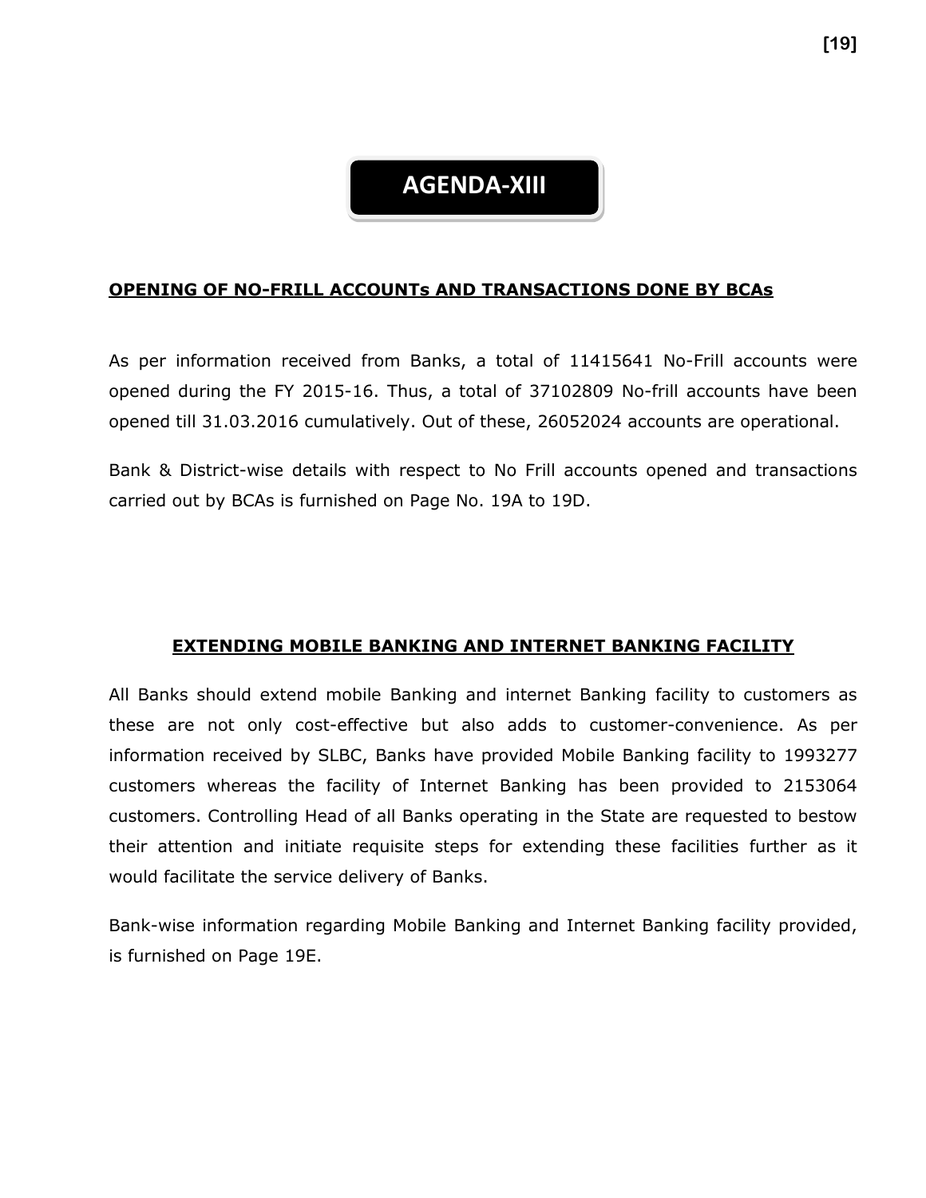# AGENDA-XIII

## OPENING OF NO-FRILL ACCOUNTs AND TRANSACTIONS DONE BY BCAs

As per information received from Banks, a total of 11415641 No-Frill accounts were opened during the FY 2015-16. Thus, a total of 37102809 No-frill accounts have been opened till 31.03.2016 cumulatively. Out of these, 26052024 accounts are operational.

Bank & District-wise details with respect to No Frill accounts opened and transactions carried out by BCAs is furnished on Page No. 19A to 19D.

## EXTENDING MOBILE BANKING AND INTERNET BANKING FACILITY

All Banks should extend mobile Banking and internet Banking facility to customers as these are not only cost-effective but also adds to customer-convenience. As per information received by SLBC, Banks have provided Mobile Banking facility to 1993277 customers whereas the facility of Internet Banking has been provided to 2153064 customers. Controlling Head of all Banks operating in the State are requested to bestow their attention and initiate requisite steps for extending these facilities further as it would facilitate the service delivery of Banks.

Bank-wise information regarding Mobile Banking and Internet Banking facility provided, is furnished on Page 19E.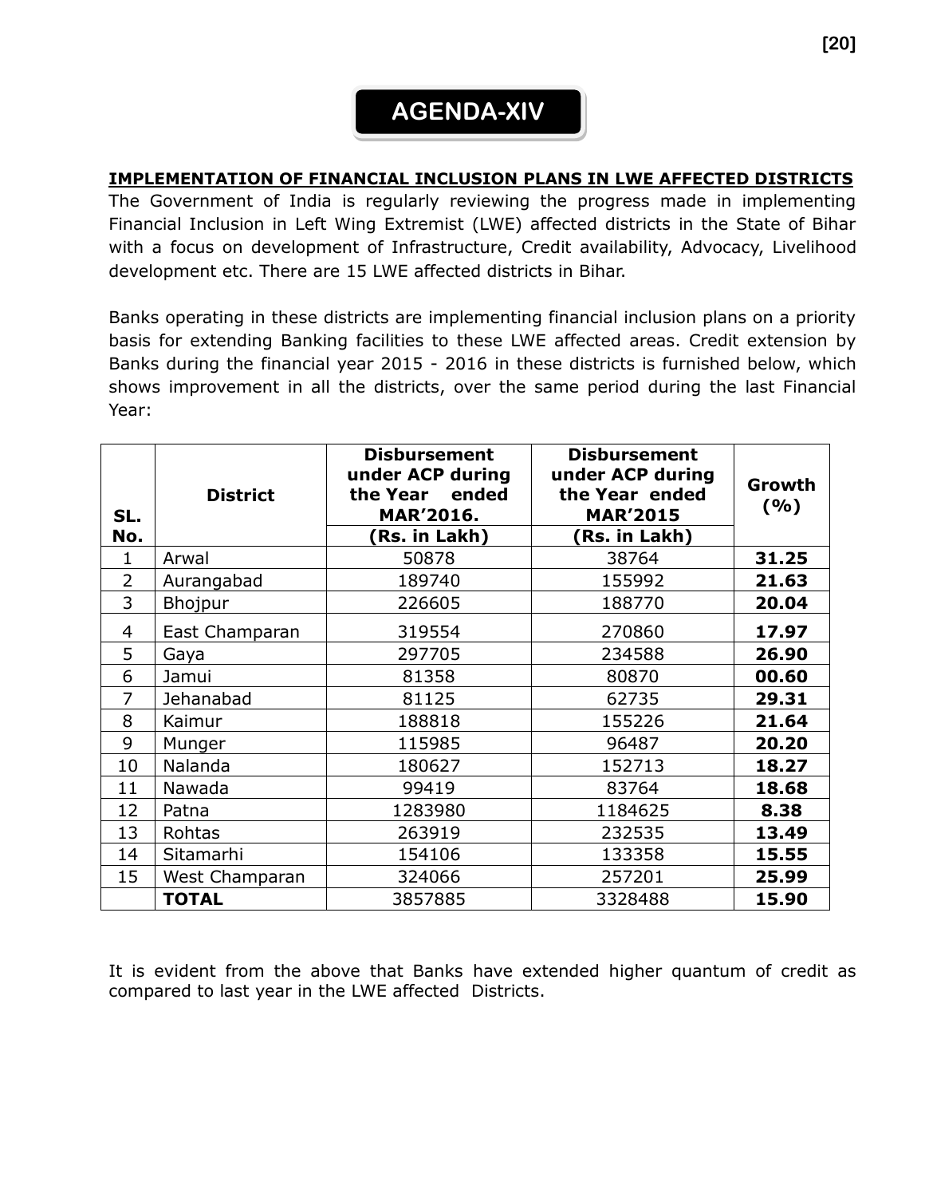# AGENDA-XIV

**IMPLEMENTATION OF FINANCIAL INCLUSION PLANS IN LWE AFFECTED DISTRICTS**

The Government of India is regularly reviewing the progress made in implementing Financial Inclusion in Left Wing Extremist (LWE) affected districts in the State of Bihar with a focus on development of Infrastructure, Credit availability, Advocacy, Livelihood development etc. There are 15 LWE affected districts in Bihar.

Banks operating in these districts are implementing financial inclusion plans on a priority basis for extending Banking facilities to these LWE affected areas. Credit extension by Banks during the financial year 2015 - 2016 in these districts is furnished below, which shows improvement in all the districts, over the same period during the last Financial Year:

| SL. No. | District | Disbursement under ACP during the Year ended MAR'2016. (Rs. in Lakh) | Disbursement under ACP during the Year ended MAR'2015 (Rs. in Lakh) | Growth (%) |
|---|---|---|---|---|
| 1 | Arwal | 50878 | 38764 | **31.25** |
| 2 | Aurangabad | 189740 | 155992 | **21.63** |
| 3 | Bhojpur | 226605 | 188770 | **20.04** |
| 4 | East Champaran | 319554 | 270860 | **17.97** |
| 5 | Gaya | 297705 | 234588 | **26.90** |
| 6 | Jamui | 81358 | 80870 | **00.60** |
| 7 | Jehanabad | 81125 | 62735 | **29.31** |
| 8 | Kaimur | 188818 | 155226 | **21.64** |
| 9 | Munger | 115985 | 96487 | **20.20** |
| 10 | Nalanda | 180627 | 152713 | **18.27** |
| 11 | Nawada | 99419 | 83764 | **18.68** |
| 12 | Patna | 1283980 | 1184625 | **8.38** |
| 13 | Rohtas | 263919 | 232535 | **13.49** |
| 14 | Sitamarhi | 154106 | 133358 | **15.55** |
| 15 | West Champaran | 324066 | 257201 | **25.99** |
| | **TOTAL** | 3857885 | 3328488 | **15.90** |

It is evident from the above that Banks have extended higher quantum of credit as compared to last year in the LWE affected Districts.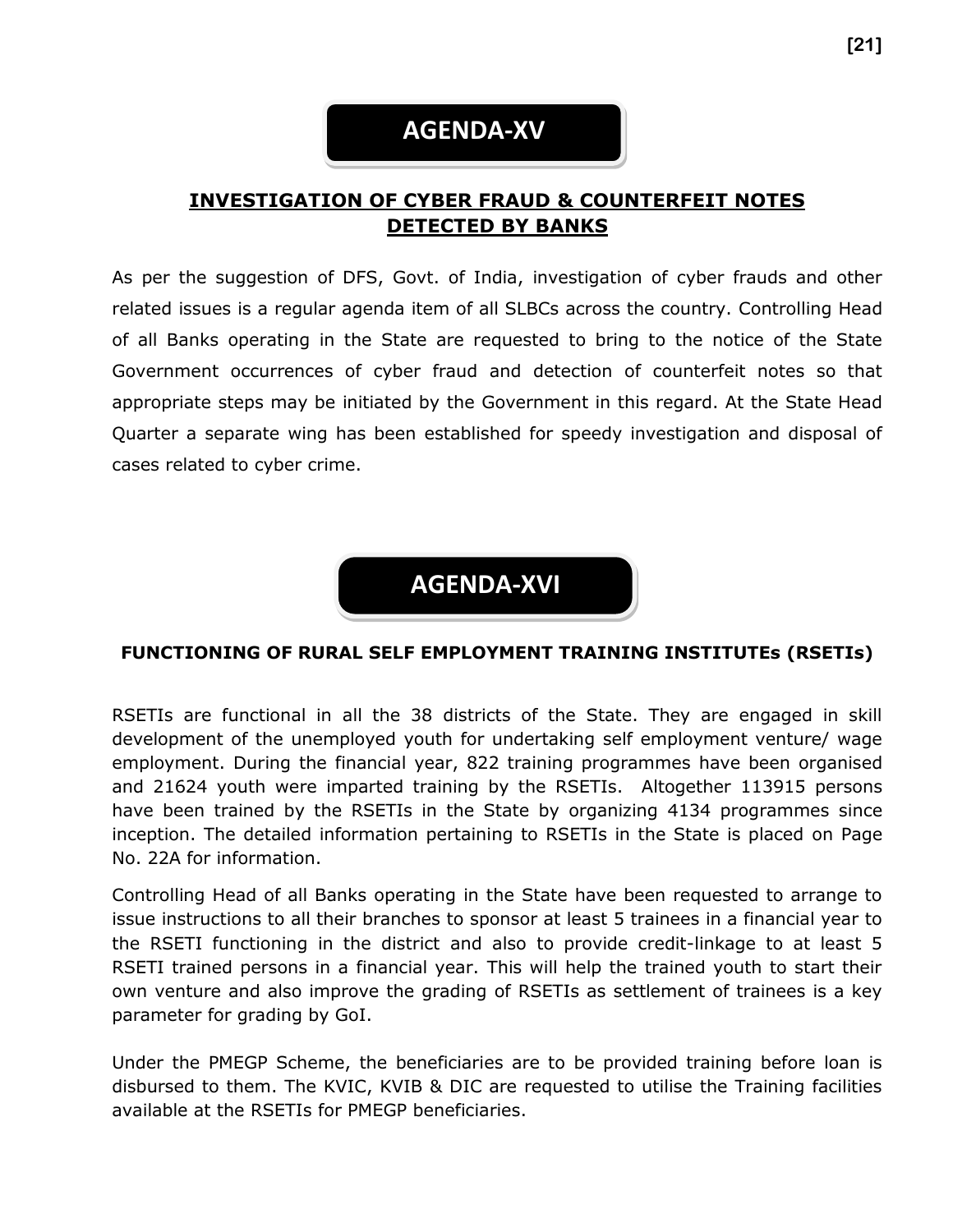# AGENDA-XV

## INVESTIGATION OF CYBER FRAUD & COUNTERFEIT NOTES DETECTED BY BANKS

As per the suggestion of DFS, Govt. of India, investigation of cyber frauds and other related issues is a regular agenda item of all SLBCs across the country. Controlling Head of all Banks operating in the State are requested to bring to the notice of the State Government occurrences of cyber fraud and detection of counterfeit notes so that appropriate steps may be initiated by the Government in this regard. At the State Head Quarter a separate wing has been established for speedy investigation and disposal of cases related to cyber crime.

# AGENDA-XVI

## FUNCTIONING OF RURAL SELF EMPLOYMENT TRAINING INSTITUTEs (RSETIs)

RSETIs are functional in all the 38 districts of the State. They are engaged in skill development of the unemployed youth for undertaking self employment venture/ wage employment. During the financial year, 822 training programmes have been organised and 21624 youth were imparted training by the RSETIs. Altogether 113915 persons have been trained by the RSETIs in the State by organizing 4134 programmes since inception. The detailed information pertaining to RSETIs in the State is placed on Page No. 22A for information.

Controlling Head of all Banks operating in the State have been requested to arrange to issue instructions to all their branches to sponsor at least 5 trainees in a financial year to the RSETI functioning in the district and also to provide credit-linkage to at least 5 RSETI trained persons in a financial year. This will help the trained youth to start their own venture and also improve the grading of RSETIs as settlement of trainees is a key parameter for grading by GoI.

Under the PMEGP Scheme, the beneficiaries are to be provided training before loan is disbursed to them. The KVIC, KVIB & DIC are requested to utilise the Training facilities available at the RSETIs for PMEGP beneficiaries.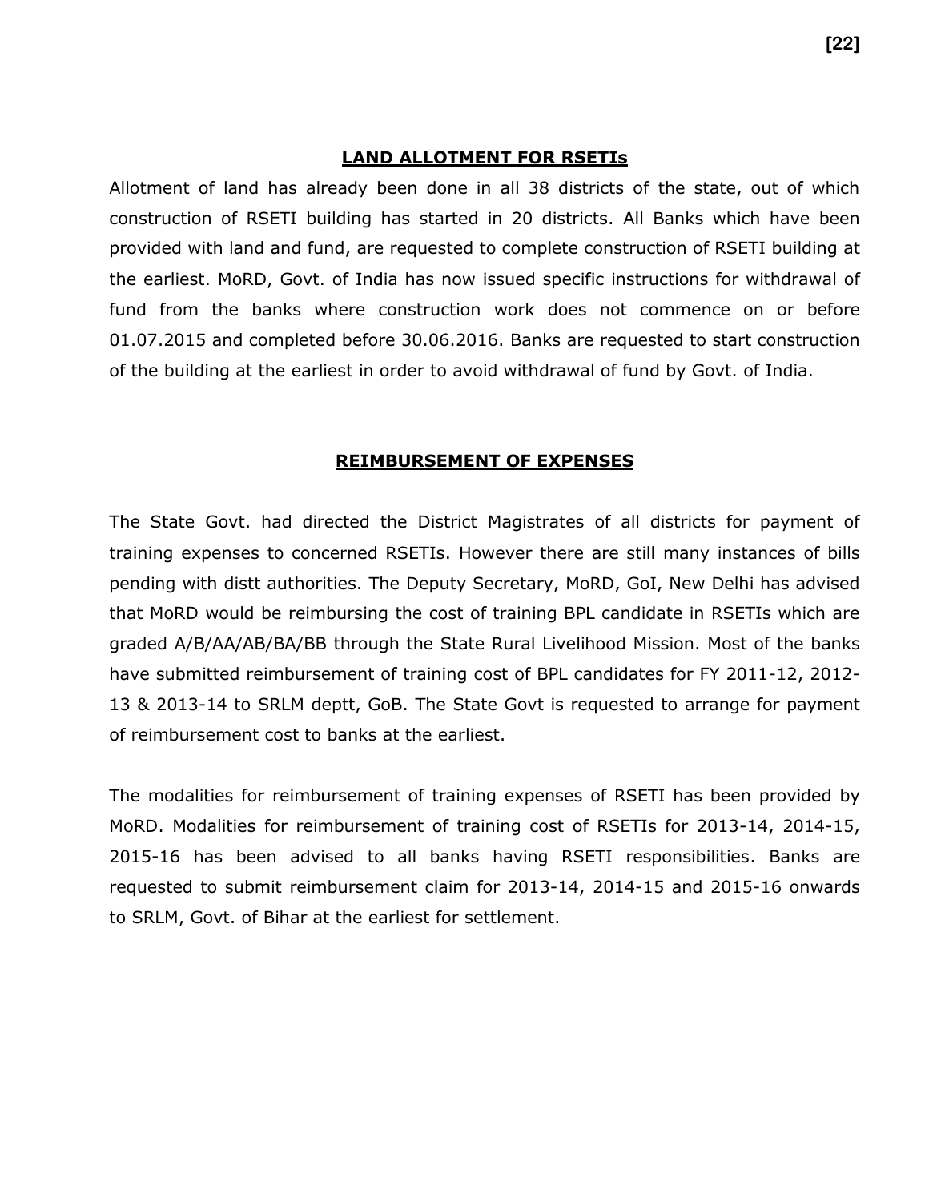## LAND ALLOTMENT FOR RSETIs

Allotment of land has already been done in all 38 districts of the state, out of which construction of RSETI building has started in 20 districts. All Banks which have been provided with land and fund, are requested to complete construction of RSETI building at the earliest. MoRD, Govt. of India has now issued specific instructions for withdrawal of fund from the banks where construction work does not commence on or before 01.07.2015 and completed before 30.06.2016. Banks are requested to start construction of the building at the earliest in order to avoid withdrawal of fund by Govt. of India.

## REIMBURSEMENT OF EXPENSES

The State Govt. had directed the District Magistrates of all districts for payment of training expenses to concerned RSETIs. However there are still many instances of bills pending with distt authorities. The Deputy Secretary, MoRD, GoI, New Delhi has advised that MoRD would be reimbursing the cost of training BPL candidate in RSETIs which are graded A/B/AA/AB/BA/BB through the State Rural Livelihood Mission. Most of the banks have submitted reimbursement of training cost of BPL candidates for FY 2011-12, 2012-13 & 2013-14 to SRLM deptt, GoB. The State Govt is requested to arrange for payment of reimbursement cost to banks at the earliest.

The modalities for reimbursement of training expenses of RSETI has been provided by MoRD. Modalities for reimbursement of training cost of RSETIs for 2013-14, 2014-15, 2015-16 has been advised to all banks having RSETI responsibilities. Banks are requested to submit reimbursement claim for 2013-14, 2014-15 and 2015-16 onwards to SRLM, Govt. of Bihar at the earliest for settlement.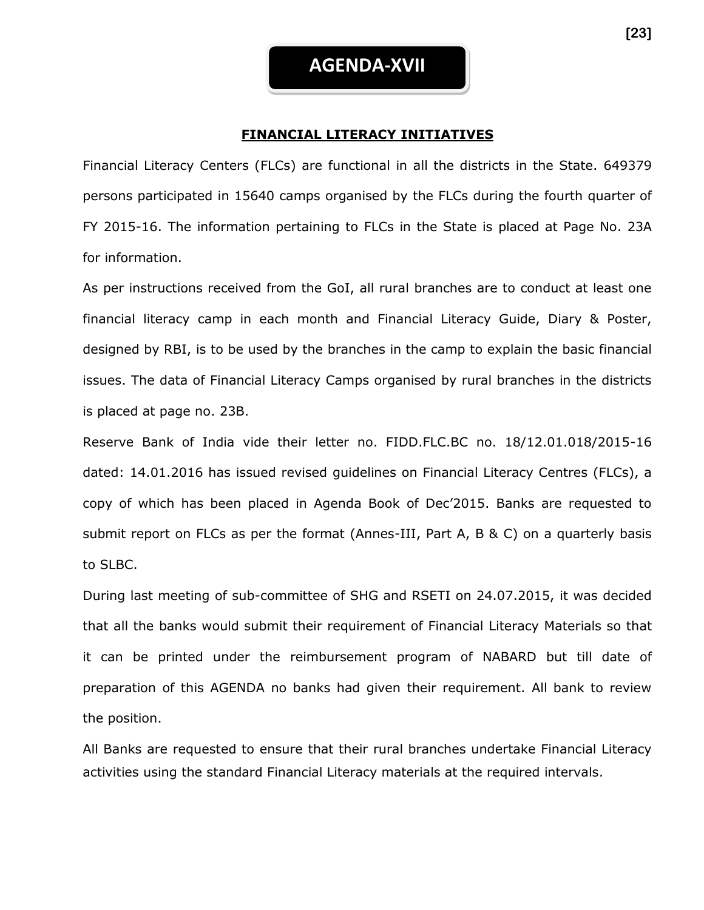# AGENDA-XVII

## FINANCIAL LITERACY INITIATIVES

Financial Literacy Centers (FLCs) are functional in all the districts in the State. 649379 persons participated in 15640 camps organised by the FLCs during the fourth quarter of FY 2015-16. The information pertaining to FLCs in the State is placed at Page No. 23A for information.

As per instructions received from the GoI, all rural branches are to conduct at least one financial literacy camp in each month and Financial Literacy Guide, Diary & Poster, designed by RBI, is to be used by the branches in the camp to explain the basic financial issues. The data of Financial Literacy Camps organised by rural branches in the districts is placed at page no. 23B.

Reserve Bank of India vide their letter no. FIDD.FLC.BC no. 18/12.01.018/2015-16 dated: 14.01.2016 has issued revised guidelines on Financial Literacy Centres (FLCs), a copy of which has been placed in Agenda Book of Dec'2015. Banks are requested to submit report on FLCs as per the format (Annes-III, Part A, B & C) on a quarterly basis to SLBC.

During last meeting of sub-committee of SHG and RSETI on 24.07.2015, it was decided that all the banks would submit their requirement of Financial Literacy Materials so that it can be printed under the reimbursement program of NABARD but till date of preparation of this AGENDA no banks had given their requirement. All bank to review the position.

All Banks are requested to ensure that their rural branches undertake Financial Literacy activities using the standard Financial Literacy materials at the required intervals.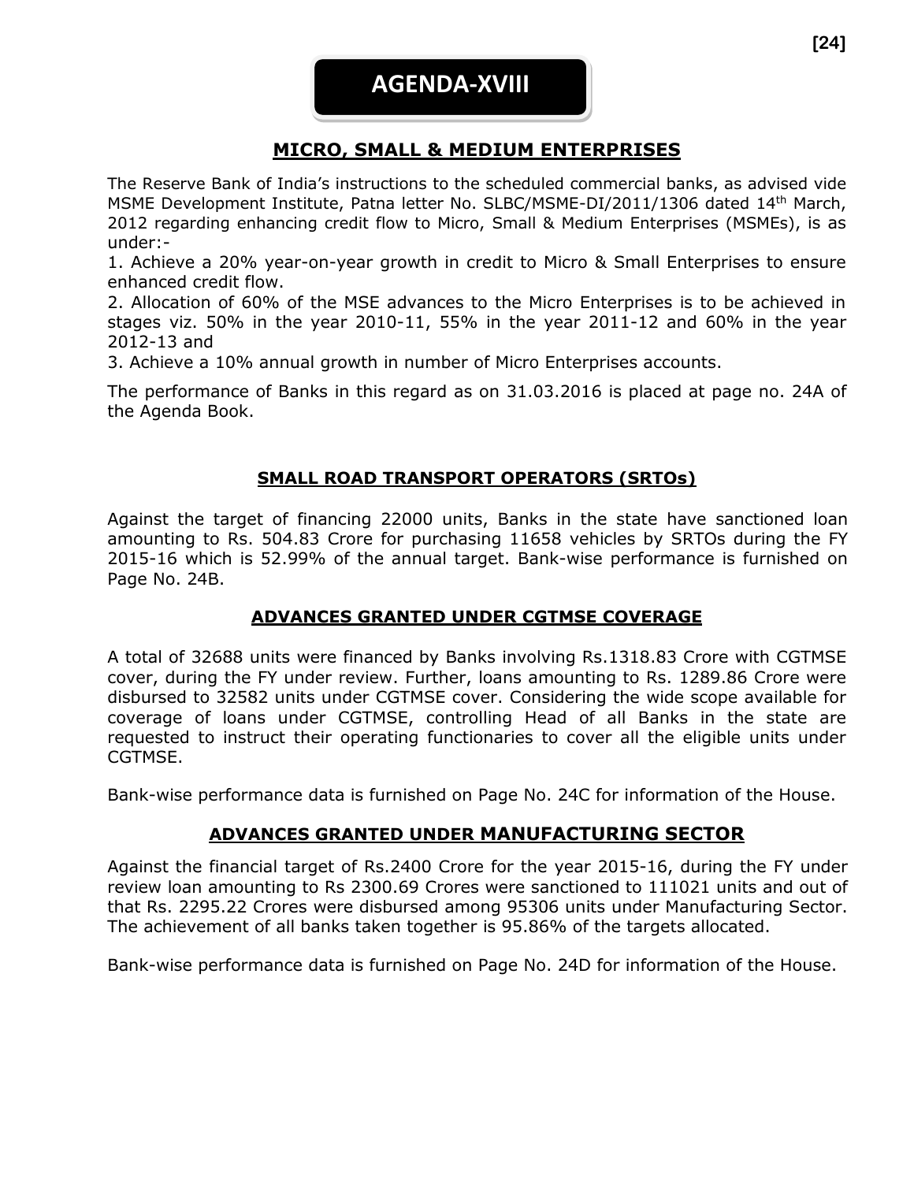# AGENDA-XVIII

## MICRO, SMALL & MEDIUM ENTERPRISES

The Reserve Bank of India's instructions to the scheduled commercial banks, as advised vide MSME Development Institute, Patna letter No. SLBC/MSME-DI/2011/1306 dated 14th March, 2012 regarding enhancing credit flow to Micro, Small & Medium Enterprises (MSMEs), is as under:-

1. Achieve a 20% year-on-year growth in credit to Micro & Small Enterprises to ensure enhanced credit flow.
2. Allocation of 60% of the MSE advances to the Micro Enterprises is to be achieved in stages viz. 50% in the year 2010-11, 55% in the year 2011-12 and 60% in the year 2012-13 and
3. Achieve a 10% annual growth in number of Micro Enterprises accounts.

The performance of Banks in this regard as on 31.03.2016 is placed at page no. 24A of the Agenda Book.

## SMALL ROAD TRANSPORT OPERATORS (SRTOs)

Against the target of financing 22000 units, Banks in the state have sanctioned loan amounting to Rs. 504.83 Crore for purchasing 11658 vehicles by SRTOs during the FY 2015-16 which is 52.99% of the annual target. Bank-wise performance is furnished on Page No. 24B.

## ADVANCES GRANTED UNDER CGTMSE COVERAGE

A total of 32688 units were financed by Banks involving Rs.1318.83 Crore with CGTMSE cover, during the FY under review. Further, loans amounting to Rs. 1289.86 Crore were disbursed to 32582 units under CGTMSE cover. Considering the wide scope available for coverage of loans under CGTMSE, controlling Head of all Banks in the state are requested to instruct their operating functionaries to cover all the eligible units under CGTMSE.

Bank-wise performance data is furnished on Page No. 24C for information of the House.

## ADVANCES GRANTED UNDER MANUFACTURING SECTOR

Against the financial target of Rs.2400 Crore for the year 2015-16, during the FY under review loan amounting to Rs 2300.69 Crores were sanctioned to 111021 units and out of that Rs. 2295.22 Crores were disbursed among 95306 units under Manufacturing Sector. The achievement of all banks taken together is 95.86% of the targets allocated.

Bank-wise performance data is furnished on Page No. 24D for information of the House.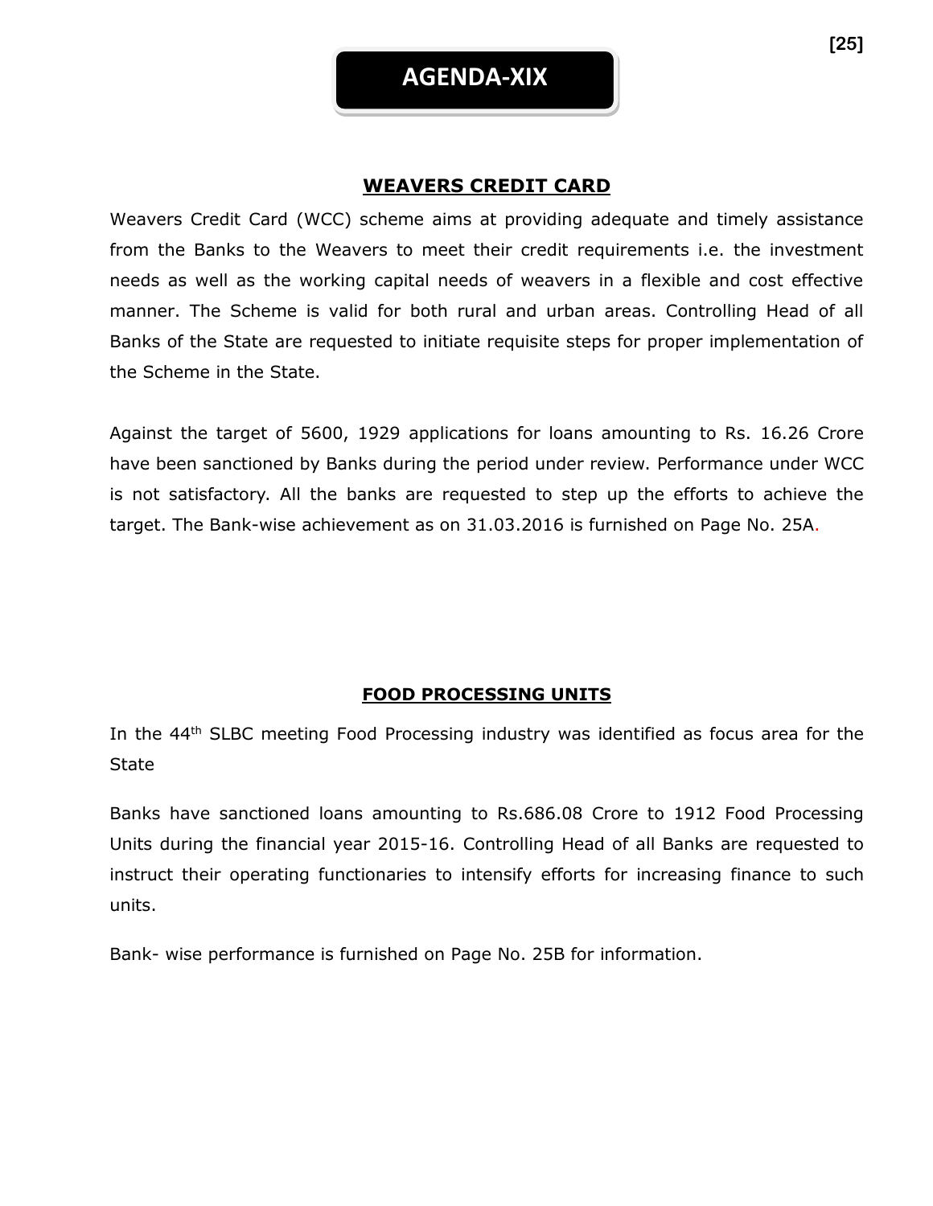# AGENDA-XIX

## WEAVERS CREDIT CARD

Weavers Credit Card (WCC) scheme aims at providing adequate and timely assistance from the Banks to the Weavers to meet their credit requirements i.e. the investment needs as well as the working capital needs of weavers in a flexible and cost effective manner. The Scheme is valid for both rural and urban areas. Controlling Head of all Banks of the State are requested to initiate requisite steps for proper implementation of the Scheme in the State.

Against the target of 5600, 1929 applications for loans amounting to Rs. 16.26 Crore have been sanctioned by Banks during the period under review. Performance under WCC is not satisfactory. All the banks are requested to step up the efforts to achieve the target. The Bank-wise achievement as on 31.03.2016 is furnished on Page No. 25A.

## FOOD PROCESSING UNITS

In the 44th SLBC meeting Food Processing industry was identified as focus area for the State

Banks have sanctioned loans amounting to Rs.686.08 Crore to 1912 Food Processing Units during the financial year 2015-16. Controlling Head of all Banks are requested to instruct their operating functionaries to intensify efforts for increasing finance to such units.

Bank- wise performance is furnished on Page No. 25B for information.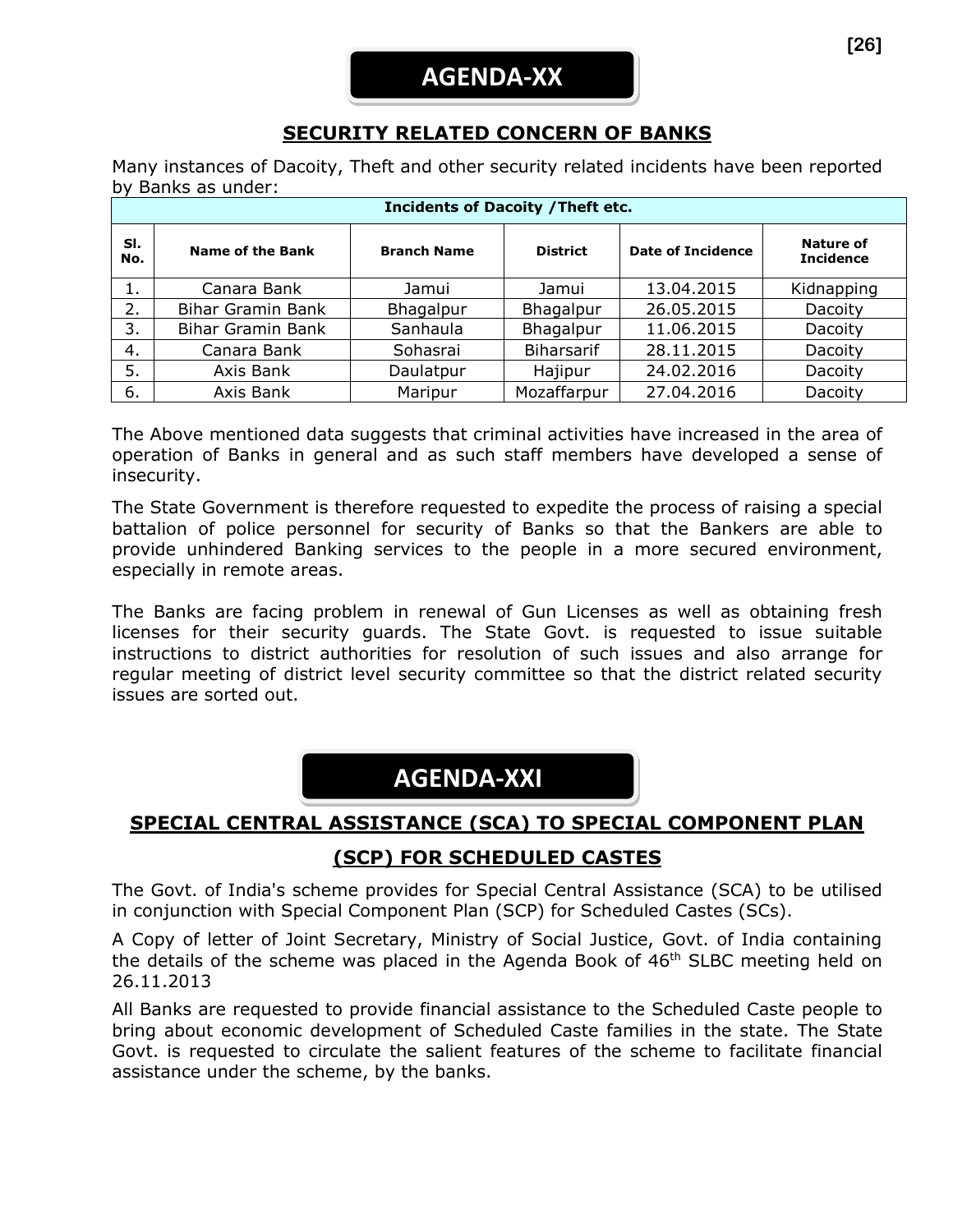# AGENDA-XX

## SECURITY RELATED CONCERN OF BANKS

Many instances of Dacoity, Theft and other security related incidents have been reported by Banks as under:

| Incidents of Dacoity /Theft etc. | | | | | |
|---|---|---|---|---|---|
| **Sl. No.** | **Name of the Bank** | **Branch Name** | **District** | **Date of Incidence** | **Nature of Incidence** |
| 1. | Canara Bank | Jamui | Jamui | 13.04.2015 | Kidnapping |
| 2. | Bihar Gramin Bank | Bhagalpur | Bhagalpur | 26.05.2015 | Dacoity |
| 3. | Bihar Gramin Bank | Sanhaula | Bhagalpur | 11.06.2015 | Dacoity |
| 4. | Canara Bank | Sohasrai | Biharsarif | 28.11.2015 | Dacoity |
| 5. | Axis Bank | Daulatpur | Hajipur | 24.02.2016 | Dacoity |
| 6. | Axis Bank | Maripur | Mozaffarpur | 27.04.2016 | Dacoity |

The Above mentioned data suggests that criminal activities have increased in the area of operation of Banks in general and as such staff members have developed a sense of insecurity.

The State Government is therefore requested to expedite the process of raising a special battalion of police personnel for security of Banks so that the Bankers are able to provide unhindered Banking services to the people in a more secured environment, especially in remote areas.

The Banks are facing problem in renewal of Gun Licenses as well as obtaining fresh licenses for their security guards. The State Govt. is requested to issue suitable instructions to district authorities for resolution of such issues and also arrange for regular meeting of district level security committee so that the district related security issues are sorted out.

# AGENDA-XXI

## SPECIAL CENTRAL ASSISTANCE (SCA) TO SPECIAL COMPONENT PLAN (SCP) FOR SCHEDULED CASTES

The Govt. of India's scheme provides for Special Central Assistance (SCA) to be utilised in conjunction with Special Component Plan (SCP) for Scheduled Castes (SCs).

A Copy of letter of Joint Secretary, Ministry of Social Justice, Govt. of India containing the details of the scheme was placed in the Agenda Book of 46th SLBC meeting held on 26.11.2013

All Banks are requested to provide financial assistance to the Scheduled Caste people to bring about economic development of Scheduled Caste families in the state. The State Govt. is requested to circulate the salient features of the scheme to facilitate financial assistance under the scheme, by the banks.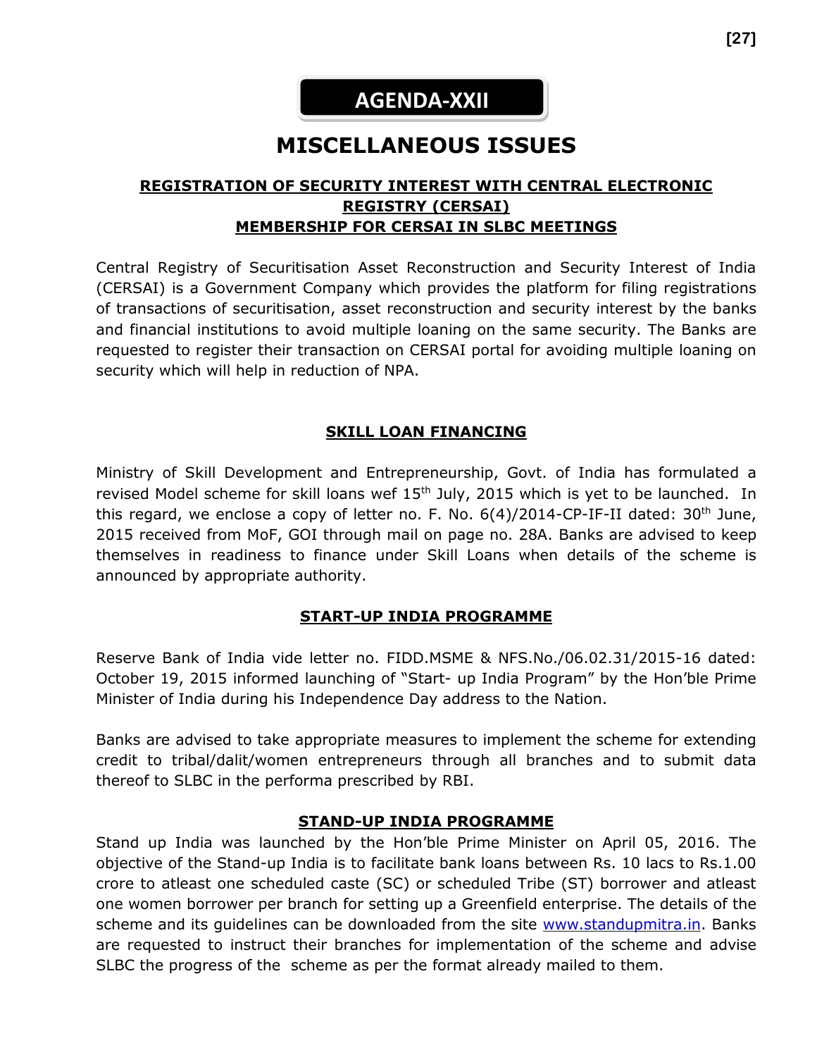# AGENDA-XXII

# MISCELLANEOUS ISSUES

## REGISTRATION OF SECURITY INTEREST WITH CENTRAL ELECTRONIC REGISTRY (CERSAI)
## MEMBERSHIP FOR CERSAI IN SLBC MEETINGS

Central Registry of Securitisation Asset Reconstruction and Security Interest of India (CERSAI) is a Government Company which provides the platform for filing registrations of transactions of securitisation, asset reconstruction and security interest by the banks and financial institutions to avoid multiple loaning on the same security. The Banks are requested to register their transaction on CERSAI portal for avoiding multiple loaning on security which will help in reduction of NPA.

## SKILL LOAN FINANCING

Ministry of Skill Development and Entrepreneurship, Govt. of India has formulated a revised Model scheme for skill loans wef 15th July, 2015 which is yet to be launched. In this regard, we enclose a copy of letter no. F. No. 6(4)/2014-CP-IF-II dated: 30th June, 2015 received from MoF, GOI through mail on page no. 28A. Banks are advised to keep themselves in readiness to finance under Skill Loans when details of the scheme is announced by appropriate authority.

## START-UP INDIA PROGRAMME

Reserve Bank of India vide letter no. FIDD.MSME & NFS.No./06.02.31/2015-16 dated: October 19, 2015 informed launching of "Start- up India Program" by the Hon'ble Prime Minister of India during his Independence Day address to the Nation.

Banks are advised to take appropriate measures to implement the scheme for extending credit to tribal/dalit/women entrepreneurs through all branches and to submit data thereof to SLBC in the performa prescribed by RBI.

## STAND-UP INDIA PROGRAMME

Stand up India was launched by the Hon'ble Prime Minister on April 05, 2016. The objective of the Stand-up India is to facilitate bank loans between Rs. 10 lacs to Rs.1.00 crore to atleast one scheduled caste (SC) or scheduled Tribe (ST) borrower and atleast one women borrower per branch for setting up a Greenfield enterprise. The details of the scheme and its guidelines can be downloaded from the site [www.standupmitra.in](http://www.standupmitra.in). Banks are requested to instruct their branches for implementation of the scheme and advise SLBC the progress of the scheme as per the format already mailed to them.